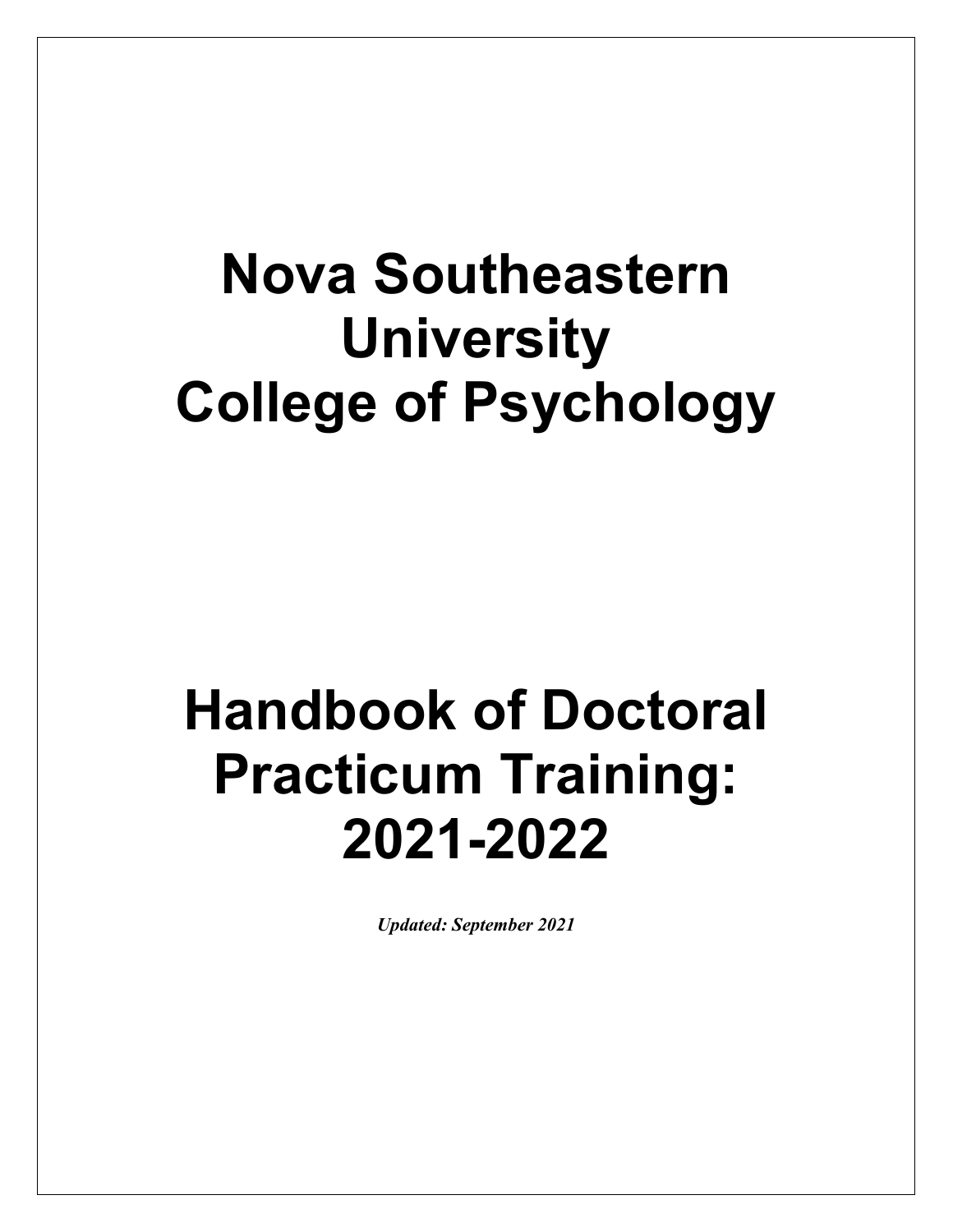# Nova Southeastern University College of Psychology

# Handbook of Doctoral Practicum Training: 2021-2022

***Updated: September 2021***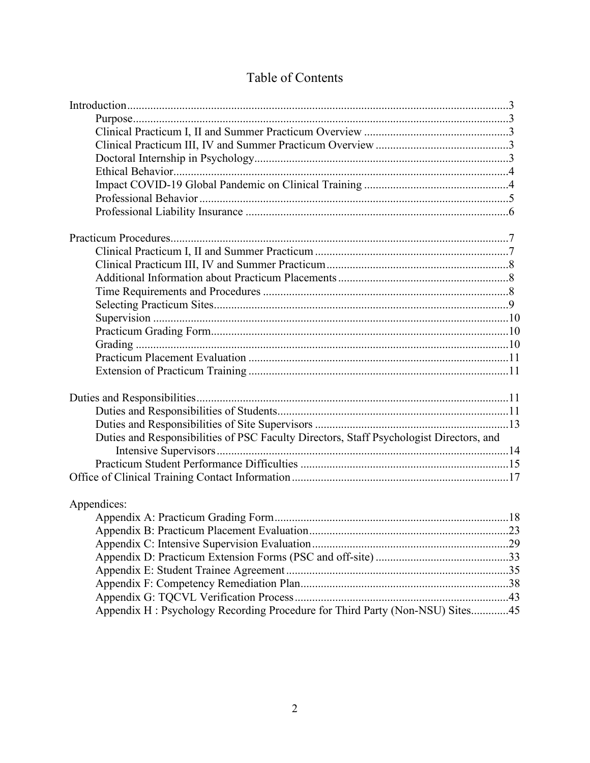# Table of Contents

Introduction....................................................................................................................3
- Purpose.....................................................................................................................3
- Clinical Practicum I, II and Summer Practicum Overview ..................................................3
- Clinical Practicum III, IV and Summer Practicum Overview ..............................................3
- Doctoral Internship in Psychology........................................................................................3
- Ethical Behavior...................................................................................................................4
- Impact COVID-19 Global Pandemic on Clinical Training ..................................................4
- Professional Behavior ..........................................................................................................5
- Professional Liability Insurance ...........................................................................................6

Practicum Procedures....................................................................................................................7
- Clinical Practicum I, II and Summer Practicum ...................................................................7
- Clinical Practicum III, IV and Summer Practicum...............................................................8
- Additional Information about Practicum Placements...........................................................8
- Time Requirements and Procedures .....................................................................................8
- Selecting Practicum Sites.....................................................................................................9
- Supervision ..........................................................................................................................10
- Practicum Grading Form.......................................................................................................10
- Grading .................................................................................................................................10
- Practicum Placement Evaluation ..........................................................................................11
- Extension of Practicum Training ..........................................................................................11

Duties and Responsibilities............................................................................................................11
- Duties and Responsibilities of Students................................................................................11
- Duties and Responsibilities of Site Supervisors ...................................................................13
- Duties and Responsibilities of PSC Faculty Directors, Staff Psychologist Directors, and Intensive Supervisors....................................................................................................14
- Practicum Student Performance Difficulties ........................................................................15

Office of Clinical Training Contact Information ..........................................................................17

Appendices:
- Appendix A: Practicum Grading Form.................................................................................18
- Appendix B: Practicum Placement Evaluation.....................................................................23
- Appendix C: Intensive Supervision Evaluation....................................................................29
- Appendix D: Practicum Extension Forms (PSC and off-site) ..............................................33
- Appendix E: Student Trainee Agreement.............................................................................35
- Appendix F: Competency Remediation Plan........................................................................38
- Appendix G: TQCVL Verification Process..........................................................................43
- Appendix H : Psychology Recording Procedure for Third Party (Non-NSU) Sites.............45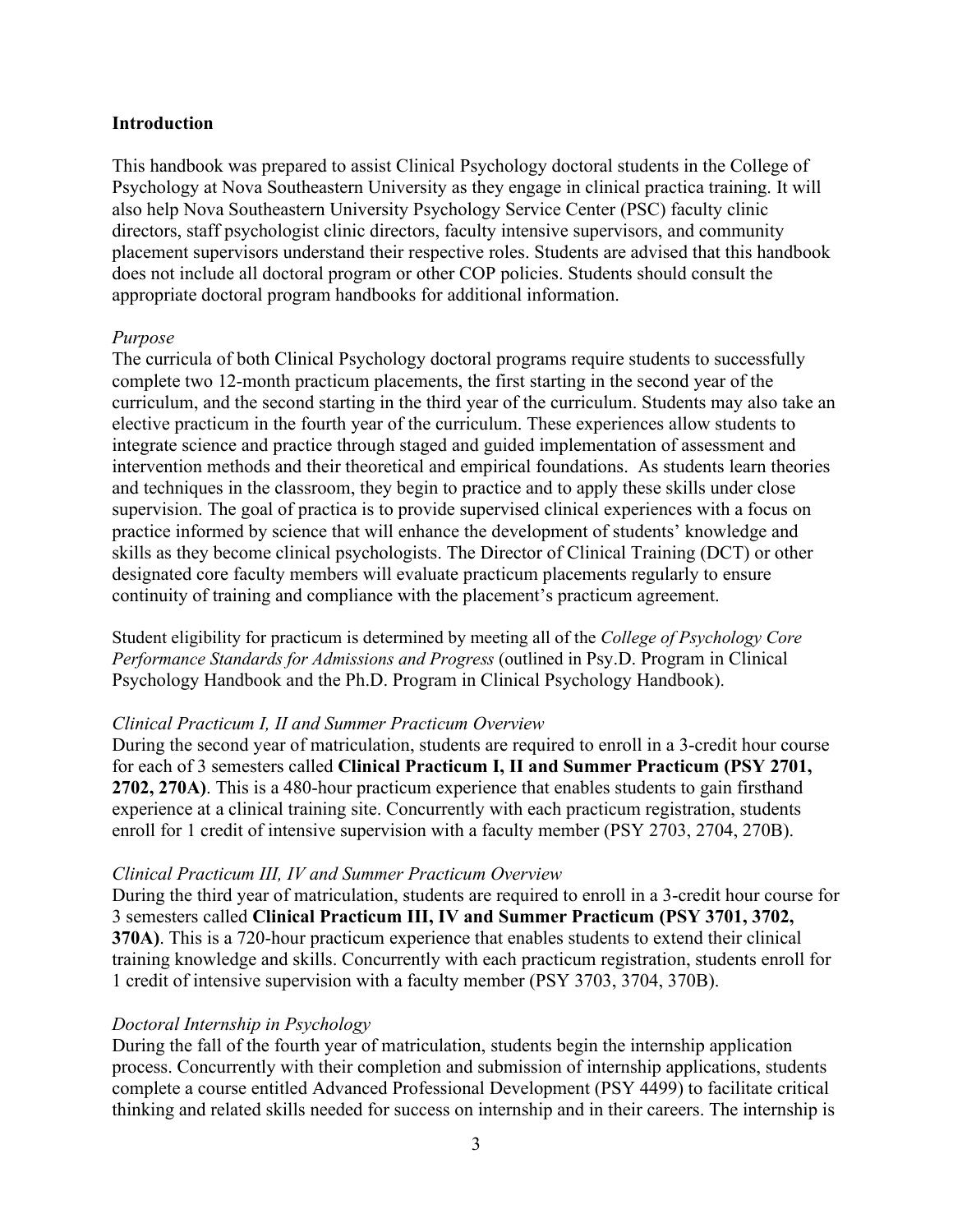## Introduction

This handbook was prepared to assist Clinical Psychology doctoral students in the College of Psychology at Nova Southeastern University as they engage in clinical practica training. It will also help Nova Southeastern University Psychology Service Center (PSC) faculty clinic directors, staff psychologist clinic directors, faculty intensive supervisors, and community placement supervisors understand their respective roles. Students are advised that this handbook does not include all doctoral program or other COP policies. Students should consult the appropriate doctoral program handbooks for additional information.

### *Purpose*

The curricula of both Clinical Psychology doctoral programs require students to successfully complete two 12-month practicum placements, the first starting in the second year of the curriculum, and the second starting in the third year of the curriculum. Students may also take an elective practicum in the fourth year of the curriculum. These experiences allow students to integrate science and practice through staged and guided implementation of assessment and intervention methods and their theoretical and empirical foundations. As students learn theories and techniques in the classroom, they begin to practice and to apply these skills under close supervision. The goal of practica is to provide supervised clinical experiences with a focus on practice informed by science that will enhance the development of students' knowledge and skills as they become clinical psychologists. The Director of Clinical Training (DCT) or other designated core faculty members will evaluate practicum placements regularly to ensure continuity of training and compliance with the placement's practicum agreement.

Student eligibility for practicum is determined by meeting all of the *College of Psychology Core Performance Standards for Admissions and Progress* (outlined in Psy.D. Program in Clinical Psychology Handbook and the Ph.D. Program in Clinical Psychology Handbook).

### *Clinical Practicum I, II and Summer Practicum Overview*

During the second year of matriculation, students are required to enroll in a 3-credit hour course for each of 3 semesters called **Clinical Practicum I, II and Summer Practicum (PSY 2701, 2702, 270A)**. This is a 480-hour practicum experience that enables students to gain firsthand experience at a clinical training site. Concurrently with each practicum registration, students enroll for 1 credit of intensive supervision with a faculty member (PSY 2703, 2704, 270B).

### *Clinical Practicum III, IV and Summer Practicum Overview*

During the third year of matriculation, students are required to enroll in a 3-credit hour course for 3 semesters called **Clinical Practicum III, IV and Summer Practicum (PSY 3701, 3702, 370A)**. This is a 720-hour practicum experience that enables students to extend their clinical training knowledge and skills. Concurrently with each practicum registration, students enroll for 1 credit of intensive supervision with a faculty member (PSY 3703, 3704, 370B).

### *Doctoral Internship in Psychology*

During the fall of the fourth year of matriculation, students begin the internship application process. Concurrently with their completion and submission of internship applications, students complete a course entitled Advanced Professional Development (PSY 4499) to facilitate critical thinking and related skills needed for success on internship and in their careers. The internship is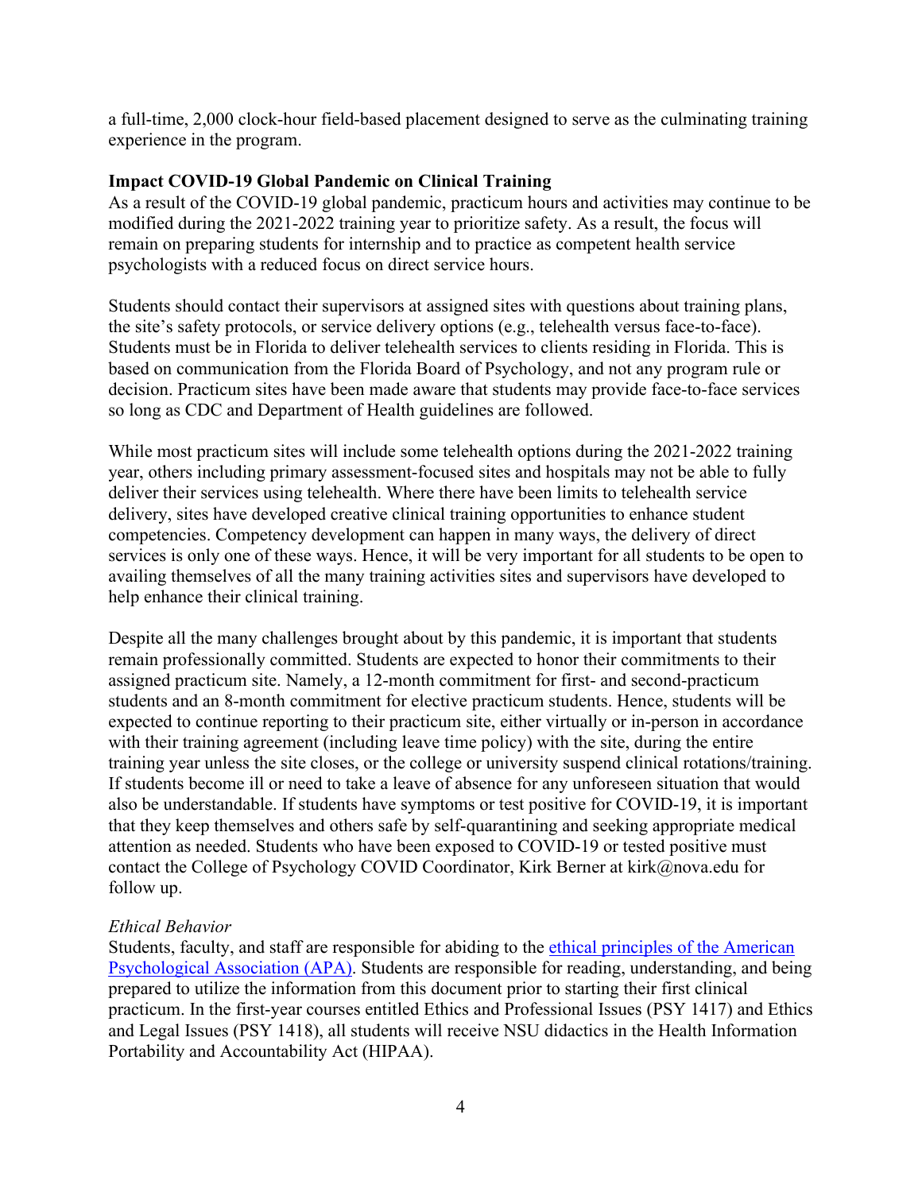a full-time, 2,000 clock-hour field-based placement designed to serve as the culminating training experience in the program.

**Impact COVID-19 Global Pandemic on Clinical Training**

As a result of the COVID-19 global pandemic, practicum hours and activities may continue to be modified during the 2021-2022 training year to prioritize safety. As a result, the focus will remain on preparing students for internship and to practice as competent health service psychologists with a reduced focus on direct service hours.

Students should contact their supervisors at assigned sites with questions about training plans, the site's safety protocols, or service delivery options (e.g., telehealth versus face-to-face). Students must be in Florida to deliver telehealth services to clients residing in Florida. This is based on communication from the Florida Board of Psychology, and not any program rule or decision. Practicum sites have been made aware that students may provide face-to-face services so long as CDC and Department of Health guidelines are followed.

While most practicum sites will include some telehealth options during the 2021-2022 training year, others including primary assessment-focused sites and hospitals may not be able to fully deliver their services using telehealth. Where there have been limits to telehealth service delivery, sites have developed creative clinical training opportunities to enhance student competencies. Competency development can happen in many ways, the delivery of direct services is only one of these ways. Hence, it will be very important for all students to be open to availing themselves of all the many training activities sites and supervisors have developed to help enhance their clinical training.

Despite all the many challenges brought about by this pandemic, it is important that students remain professionally committed. Students are expected to honor their commitments to their assigned practicum site. Namely, a 12-month commitment for first- and second-practicum students and an 8-month commitment for elective practicum students. Hence, students will be expected to continue reporting to their practicum site, either virtually or in-person in accordance with their training agreement (including leave time policy) with the site, during the entire training year unless the site closes, or the college or university suspend clinical rotations/training. If students become ill or need to take a leave of absence for any unforeseen situation that would also be understandable. If students have symptoms or test positive for COVID-19, it is important that they keep themselves and others safe by self-quarantining and seeking appropriate medical attention as needed. Students who have been exposed to COVID-19 or tested positive must contact the College of Psychology COVID Coordinator, Kirk Berner at kirk@nova.edu for follow up.

*Ethical Behavior*

Students, faculty, and staff are responsible for abiding to the ethical principles of the American Psychological Association (APA). Students are responsible for reading, understanding, and being prepared to utilize the information from this document prior to starting their first clinical practicum. In the first-year courses entitled Ethics and Professional Issues (PSY 1417) and Ethics and Legal Issues (PSY 1418), all students will receive NSU didactics in the Health Information Portability and Accountability Act (HIPAA).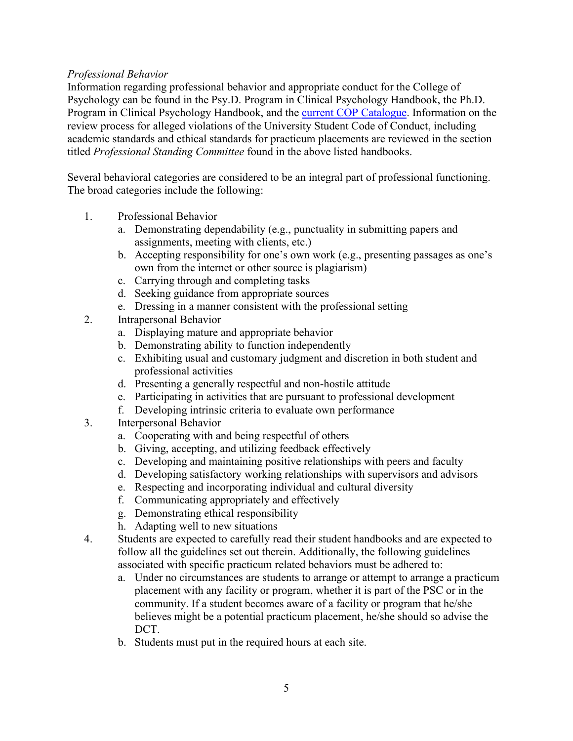*Professional Behavior*

Information regarding professional behavior and appropriate conduct for the College of Psychology can be found in the Psy.D. Program in Clinical Psychology Handbook, the Ph.D. Program in Clinical Psychology Handbook, and the current COP Catalogue. Information on the review process for alleged violations of the University Student Code of Conduct, including academic standards and ethical standards for practicum placements are reviewed in the section titled *Professional Standing Committee* found in the above listed handbooks.

Several behavioral categories are considered to be an integral part of professional functioning. The broad categories include the following:

1. Professional Behavior
   a. Demonstrating dependability (e.g., punctuality in submitting papers and assignments, meeting with clients, etc.)
   b. Accepting responsibility for one's own work (e.g., presenting passages as one's own from the internet or other source is plagiarism)
   c. Carrying through and completing tasks
   d. Seeking guidance from appropriate sources
   e. Dressing in a manner consistent with the professional setting
2. Intrapersonal Behavior
   a. Displaying mature and appropriate behavior
   b. Demonstrating ability to function independently
   c. Exhibiting usual and customary judgment and discretion in both student and professional activities
   d. Presenting a generally respectful and non-hostile attitude
   e. Participating in activities that are pursuant to professional development
   f. Developing intrinsic criteria to evaluate own performance
3. Interpersonal Behavior
   a. Cooperating with and being respectful of others
   b. Giving, accepting, and utilizing feedback effectively
   c. Developing and maintaining positive relationships with peers and faculty
   d. Developing satisfactory working relationships with supervisors and advisors
   e. Respecting and incorporating individual and cultural diversity
   f. Communicating appropriately and effectively
   g. Demonstrating ethical responsibility
   h. Adapting well to new situations
4. Students are expected to carefully read their student handbooks and are expected to follow all the guidelines set out therein. Additionally, the following guidelines associated with specific practicum related behaviors must be adhered to:
   a. Under no circumstances are students to arrange or attempt to arrange a practicum placement with any facility or program, whether it is part of the PSC or in the community. If a student becomes aware of a facility or program that he/she believes might be a potential practicum placement, he/she should so advise the DCT.
   b. Students must put in the required hours at each site.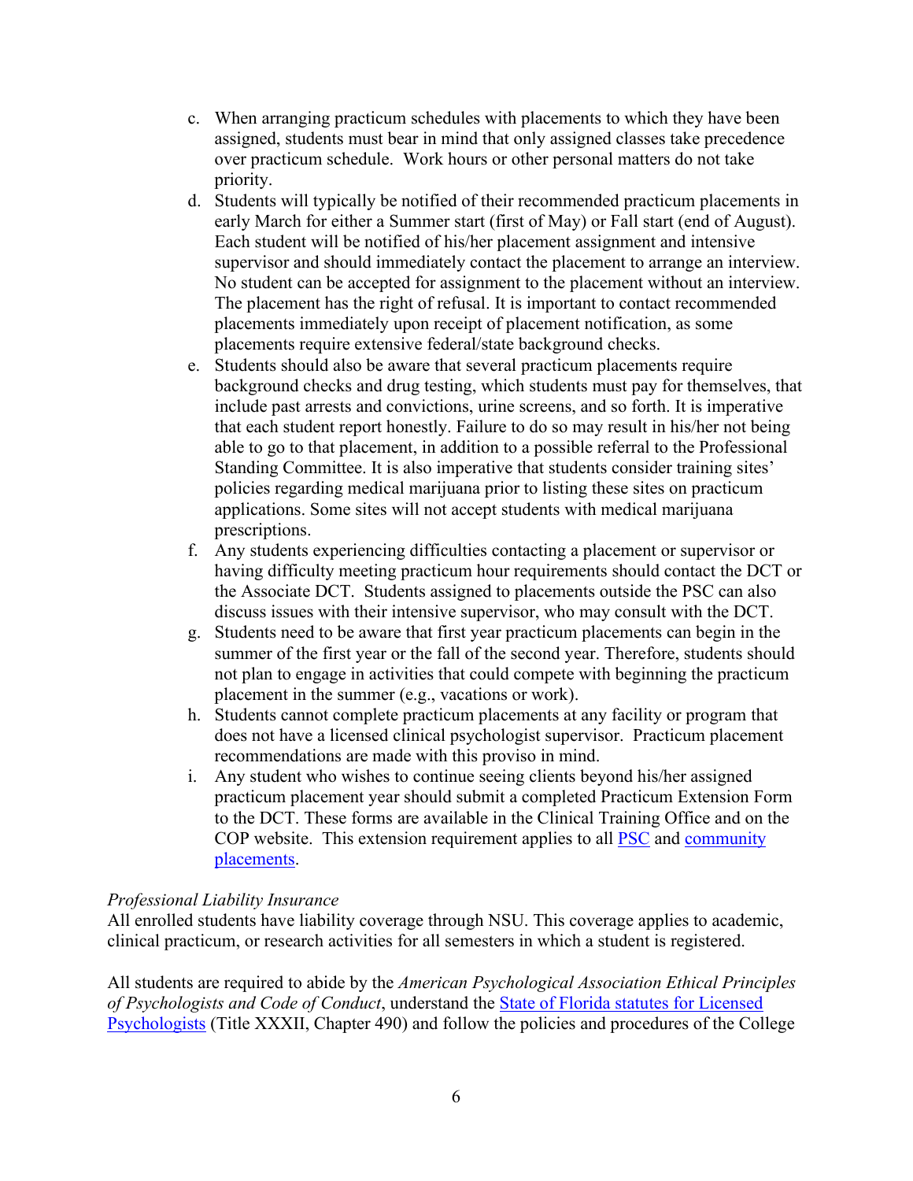c. When arranging practicum schedules with placements to which they have been assigned, students must bear in mind that only assigned classes take precedence over practicum schedule. Work hours or other personal matters do not take priority.
d. Students will typically be notified of their recommended practicum placements in early March for either a Summer start (first of May) or Fall start (end of August). Each student will be notified of his/her placement assignment and intensive supervisor and should immediately contact the placement to arrange an interview. No student can be accepted for assignment to the placement without an interview. The placement has the right of refusal. It is important to contact recommended placements immediately upon receipt of placement notification, as some placements require extensive federal/state background checks.
e. Students should also be aware that several practicum placements require background checks and drug testing, which students must pay for themselves, that include past arrests and convictions, urine screens, and so forth. It is imperative that each student report honestly. Failure to do so may result in his/her not being able to go to that placement, in addition to a possible referral to the Professional Standing Committee. It is also imperative that students consider training sites' policies regarding medical marijuana prior to listing these sites on practicum applications. Some sites will not accept students with medical marijuana prescriptions.
f. Any students experiencing difficulties contacting a placement or supervisor or having difficulty meeting practicum hour requirements should contact the DCT or the Associate DCT. Students assigned to placements outside the PSC can also discuss issues with their intensive supervisor, who may consult with the DCT.
g. Students need to be aware that first year practicum placements can begin in the summer of the first year or the fall of the second year. Therefore, students should not plan to engage in activities that could compete with beginning the practicum placement in the summer (e.g., vacations or work).
h. Students cannot complete practicum placements at any facility or program that does not have a licensed clinical psychologist supervisor. Practicum placement recommendations are made with this proviso in mind.
i. Any student who wishes to continue seeing clients beyond his/her assigned practicum placement year should submit a completed Practicum Extension Form to the DCT. These forms are available in the Clinical Training Office and on the COP website. This extension requirement applies to all PSC and community placements.

*Professional Liability Insurance*
All enrolled students have liability coverage through NSU. This coverage applies to academic, clinical practicum, or research activities for all semesters in which a student is registered.

All students are required to abide by the *American Psychological Association Ethical Principles of Psychologists and Code of Conduct*, understand the State of Florida statutes for Licensed Psychologists (Title XXXII, Chapter 490) and follow the policies and procedures of the College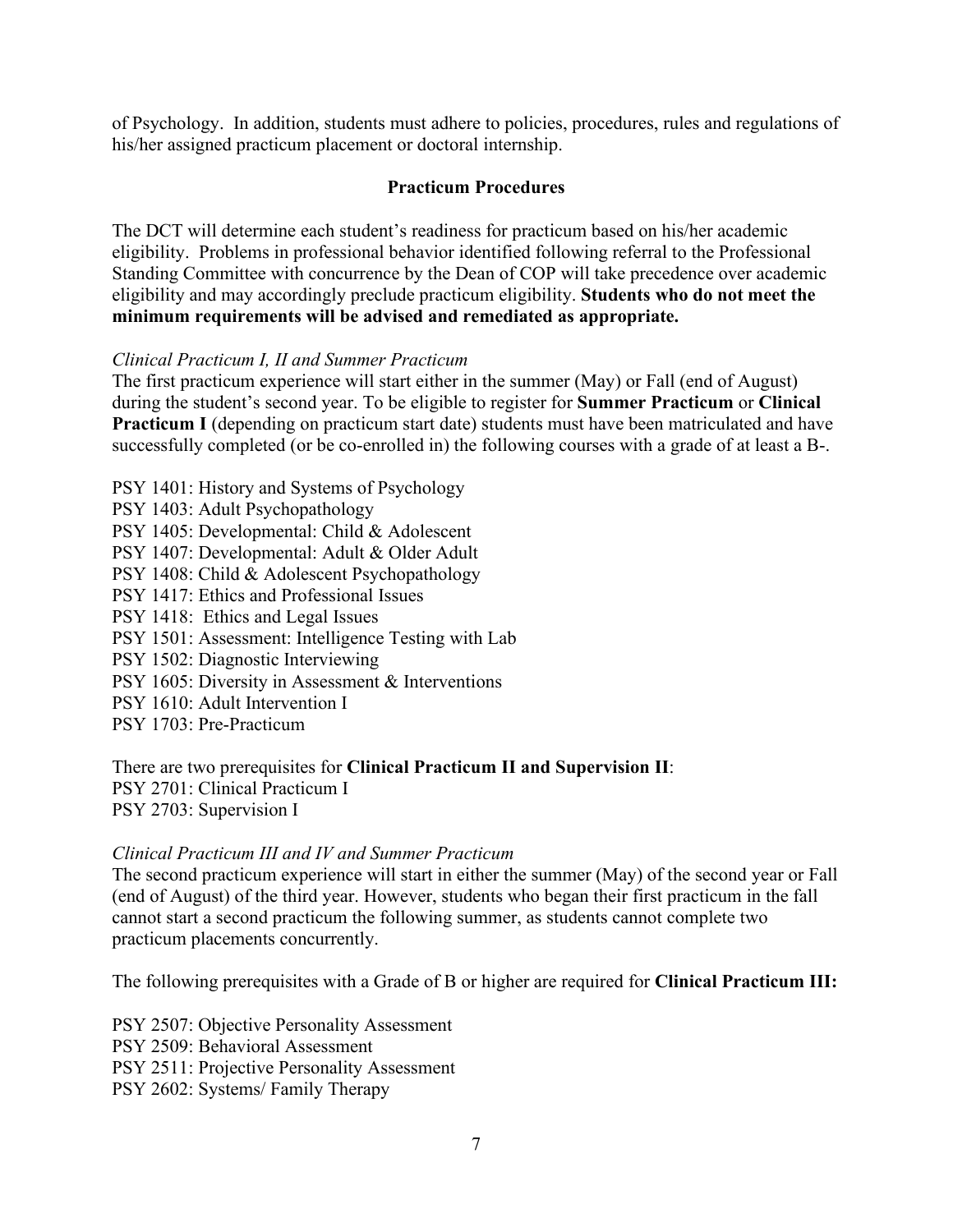of Psychology. In addition, students must adhere to policies, procedures, rules and regulations of his/her assigned practicum placement or doctoral internship.

## Practicum Procedures

The DCT will determine each student's readiness for practicum based on his/her academic eligibility. Problems in professional behavior identified following referral to the Professional Standing Committee with concurrence by the Dean of COP will take precedence over academic eligibility and may accordingly preclude practicum eligibility. **Students who do not meet the minimum requirements will be advised and remediated as appropriate.**

*Clinical Practicum I, II and Summer Practicum*

The first practicum experience will start either in the summer (May) or Fall (end of August) during the student's second year. To be eligible to register for **Summer Practicum** or **Clinical Practicum I** (depending on practicum start date) students must have been matriculated and have successfully completed (or be co-enrolled in) the following courses with a grade of at least a B-.

PSY 1401: History and Systems of Psychology
PSY 1403: Adult Psychopathology
PSY 1405: Developmental: Child & Adolescent
PSY 1407: Developmental: Adult & Older Adult
PSY 1408: Child & Adolescent Psychopathology
PSY 1417: Ethics and Professional Issues
PSY 1418: Ethics and Legal Issues
PSY 1501: Assessment: Intelligence Testing with Lab
PSY 1502: Diagnostic Interviewing
PSY 1605: Diversity in Assessment & Interventions
PSY 1610: Adult Intervention I
PSY 1703: Pre-Practicum

There are two prerequisites for **Clinical Practicum II and Supervision II**:
PSY 2701: Clinical Practicum I
PSY 2703: Supervision I

*Clinical Practicum III and IV and Summer Practicum*

The second practicum experience will start in either the summer (May) of the second year or Fall (end of August) of the third year. However, students who began their first practicum in the fall cannot start a second practicum the following summer, as students cannot complete two practicum placements concurrently.

The following prerequisites with a Grade of B or higher are required for **Clinical Practicum III:**

PSY 2507: Objective Personality Assessment
PSY 2509: Behavioral Assessment
PSY 2511: Projective Personality Assessment
PSY 2602: Systems/ Family Therapy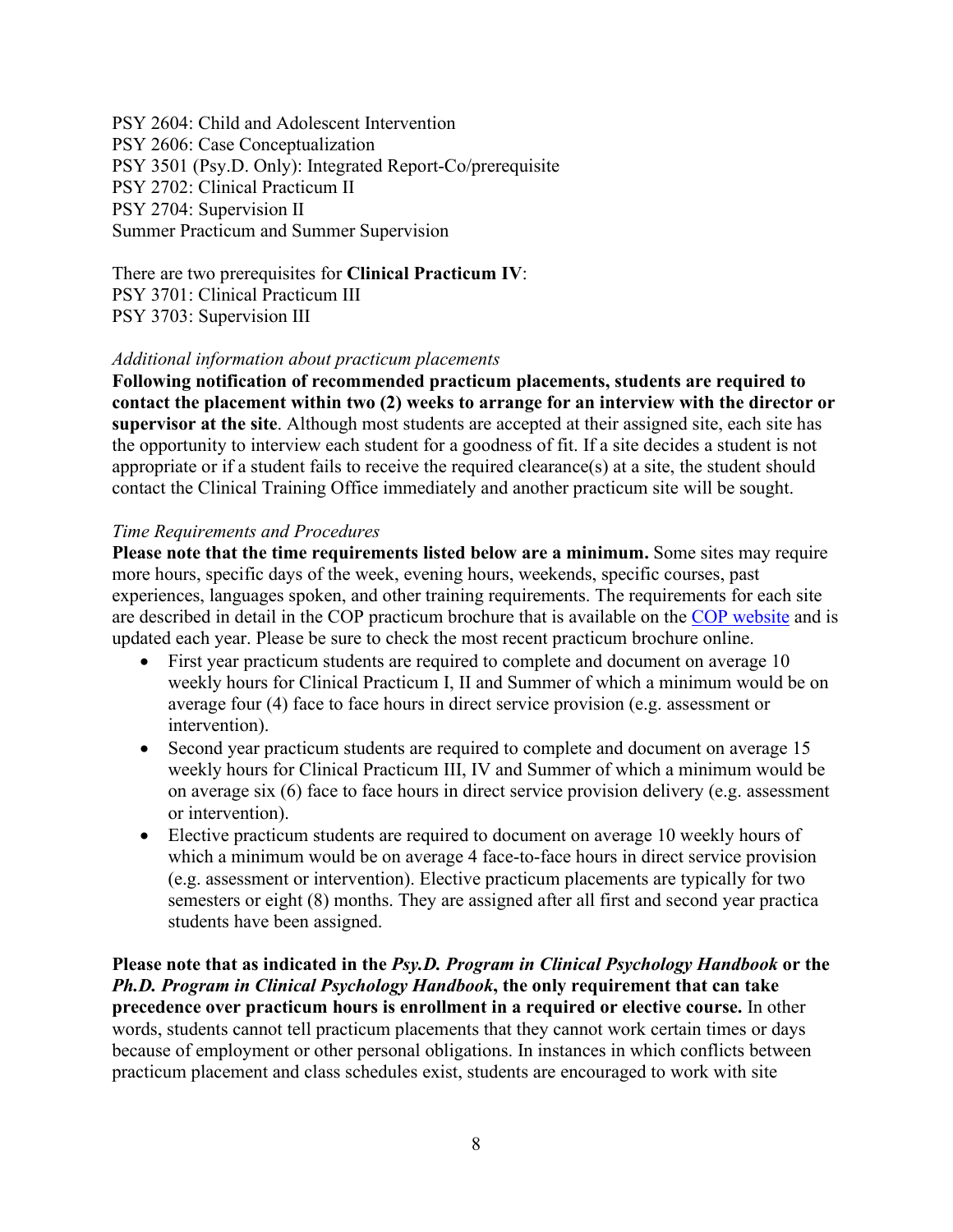PSY 2604: Child and Adolescent Intervention
PSY 2606: Case Conceptualization
PSY 3501 (Psy.D. Only): Integrated Report-Co/prerequisite
PSY 2702: Clinical Practicum II
PSY 2704: Supervision II
Summer Practicum and Summer Supervision

There are two prerequisites for **Clinical Practicum IV**:
PSY 3701: Clinical Practicum III
PSY 3703: Supervision III

*Additional information about practicum placements*

**Following notification of recommended practicum placements, students are required to contact the placement within two (2) weeks to arrange for an interview with the director or supervisor at the site**. Although most students are accepted at their assigned site, each site has the opportunity to interview each student for a goodness of fit. If a site decides a student is not appropriate or if a student fails to receive the required clearance(s) at a site, the student should contact the Clinical Training Office immediately and another practicum site will be sought.

*Time Requirements and Procedures*

**Please note that the time requirements listed below are a minimum.** Some sites may require more hours, specific days of the week, evening hours, weekends, specific courses, past experiences, languages spoken, and other training requirements. The requirements for each site are described in detail in the COP practicum brochure that is available on the COP website and is updated each year. Please be sure to check the most recent practicum brochure online.

- First year practicum students are required to complete and document on average 10 weekly hours for Clinical Practicum I, II and Summer of which a minimum would be on average four (4) face to face hours in direct service provision (e.g. assessment or intervention).
- Second year practicum students are required to complete and document on average 15 weekly hours for Clinical Practicum III, IV and Summer of which a minimum would be on average six (6) face to face hours in direct service provision delivery (e.g. assessment or intervention).
- Elective practicum students are required to document on average 10 weekly hours of which a minimum would be on average 4 face-to-face hours in direct service provision (e.g. assessment or intervention). Elective practicum placements are typically for two semesters or eight (8) months. They are assigned after all first and second year practica students have been assigned.

**Please note that as indicated in the *Psy.D. Program in Clinical Psychology Handbook* or the *Ph.D. Program in Clinical Psychology Handbook*, the only requirement that can take precedence over practicum hours is enrollment in a required or elective course.** In other words, students cannot tell practicum placements that they cannot work certain times or days because of employment or other personal obligations. In instances in which conflicts between practicum placement and class schedules exist, students are encouraged to work with site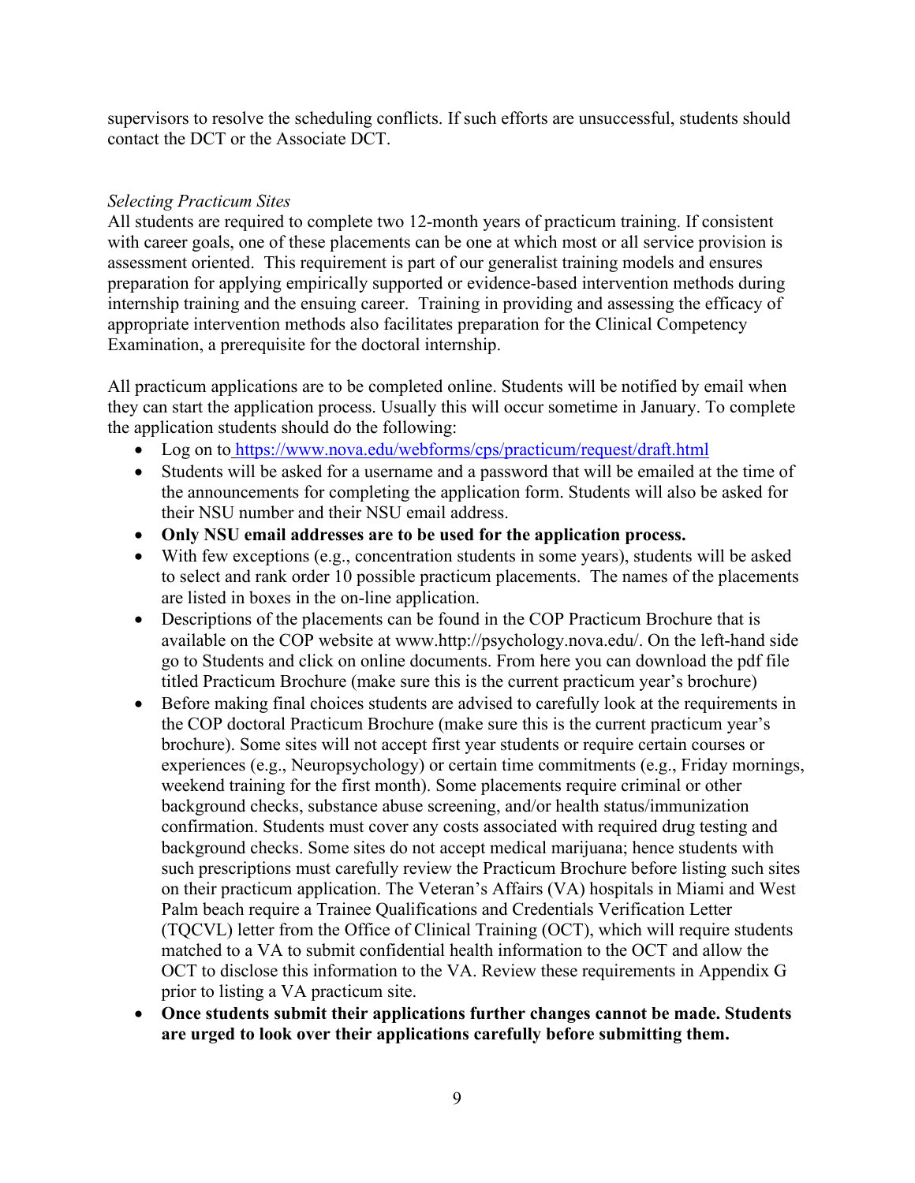supervisors to resolve the scheduling conflicts. If such efforts are unsuccessful, students should contact the DCT or the Associate DCT.

*Selecting Practicum Sites*

All students are required to complete two 12-month years of practicum training. If consistent with career goals, one of these placements can be one at which most or all service provision is assessment oriented. This requirement is part of our generalist training models and ensures preparation for applying empirically supported or evidence-based intervention methods during internship training and the ensuing career. Training in providing and assessing the efficacy of appropriate intervention methods also facilitates preparation for the Clinical Competency Examination, a prerequisite for the doctoral internship.

All practicum applications are to be completed online. Students will be notified by email when they can start the application process. Usually this will occur sometime in January. To complete the application students should do the following:

- Log on to https://www.nova.edu/webforms/cps/practicum/request/draft.html
- Students will be asked for a username and a password that will be emailed at the time of the announcements for completing the application form. Students will also be asked for their NSU number and their NSU email address.
- **Only NSU email addresses are to be used for the application process.**
- With few exceptions (e.g., concentration students in some years), students will be asked to select and rank order 10 possible practicum placements. The names of the placements are listed in boxes in the on-line application.
- Descriptions of the placements can be found in the COP Practicum Brochure that is available on the COP website at www.http://psychology.nova.edu/. On the left-hand side go to Students and click on online documents. From here you can download the pdf file titled Practicum Brochure (make sure this is the current practicum year's brochure)
- Before making final choices students are advised to carefully look at the requirements in the COP doctoral Practicum Brochure (make sure this is the current practicum year's brochure). Some sites will not accept first year students or require certain courses or experiences (e.g., Neuropsychology) or certain time commitments (e.g., Friday mornings, weekend training for the first month). Some placements require criminal or other background checks, substance abuse screening, and/or health status/immunization confirmation. Students must cover any costs associated with required drug testing and background checks. Some sites do not accept medical marijuana; hence students with such prescriptions must carefully review the Practicum Brochure before listing such sites on their practicum application. The Veteran's Affairs (VA) hospitals in Miami and West Palm beach require a Trainee Qualifications and Credentials Verification Letter (TQCVL) letter from the Office of Clinical Training (OCT), which will require students matched to a VA to submit confidential health information to the OCT and allow the OCT to disclose this information to the VA. Review these requirements in Appendix G prior to listing a VA practicum site.
- **Once students submit their applications further changes cannot be made. Students are urged to look over their applications carefully before submitting them.**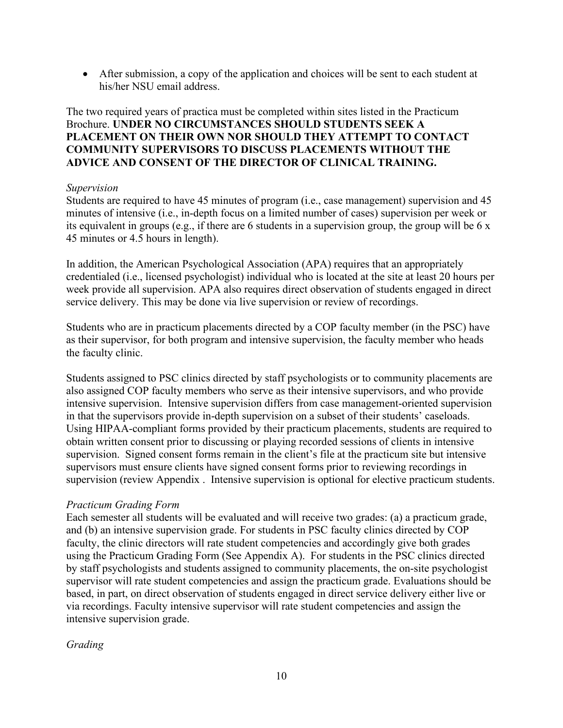- After submission, a copy of the application and choices will be sent to each student at his/her NSU email address.

The two required years of practica must be completed within sites listed in the Practicum Brochure. **UNDER NO CIRCUMSTANCES SHOULD STUDENTS SEEK A PLACEMENT ON THEIR OWN NOR SHOULD THEY ATTEMPT TO CONTACT COMMUNITY SUPERVISORS TO DISCUSS PLACEMENTS WITHOUT THE ADVICE AND CONSENT OF THE DIRECTOR OF CLINICAL TRAINING.**

*Supervision*

Students are required to have 45 minutes of program (i.e., case management) supervision and 45 minutes of intensive (i.e., in-depth focus on a limited number of cases) supervision per week or its equivalent in groups (e.g., if there are 6 students in a supervision group, the group will be 6 x 45 minutes or 4.5 hours in length).

In addition, the American Psychological Association (APA) requires that an appropriately credentialed (i.e., licensed psychologist) individual who is located at the site at least 20 hours per week provide all supervision. APA also requires direct observation of students engaged in direct service delivery. This may be done via live supervision or review of recordings.

Students who are in practicum placements directed by a COP faculty member (in the PSC) have as their supervisor, for both program and intensive supervision, the faculty member who heads the faculty clinic.

Students assigned to PSC clinics directed by staff psychologists or to community placements are also assigned COP faculty members who serve as their intensive supervisors, and who provide intensive supervision. Intensive supervision differs from case management-oriented supervision in that the supervisors provide in-depth supervision on a subset of their students' caseloads. Using HIPAA-compliant forms provided by their practicum placements, students are required to obtain written consent prior to discussing or playing recorded sessions of clients in intensive supervision. Signed consent forms remain in the client's file at the practicum site but intensive supervisors must ensure clients have signed consent forms prior to reviewing recordings in supervision (review Appendix . Intensive supervision is optional for elective practicum students.

*Practicum Grading Form*

Each semester all students will be evaluated and will receive two grades: (a) a practicum grade, and (b) an intensive supervision grade. For students in PSC faculty clinics directed by COP faculty, the clinic directors will rate student competencies and accordingly give both grades using the Practicum Grading Form (See Appendix A). For students in the PSC clinics directed by staff psychologists and students assigned to community placements, the on-site psychologist supervisor will rate student competencies and assign the practicum grade. Evaluations should be based, in part, on direct observation of students engaged in direct service delivery either live or via recordings. Faculty intensive supervisor will rate student competencies and assign the intensive supervision grade.

*Grading*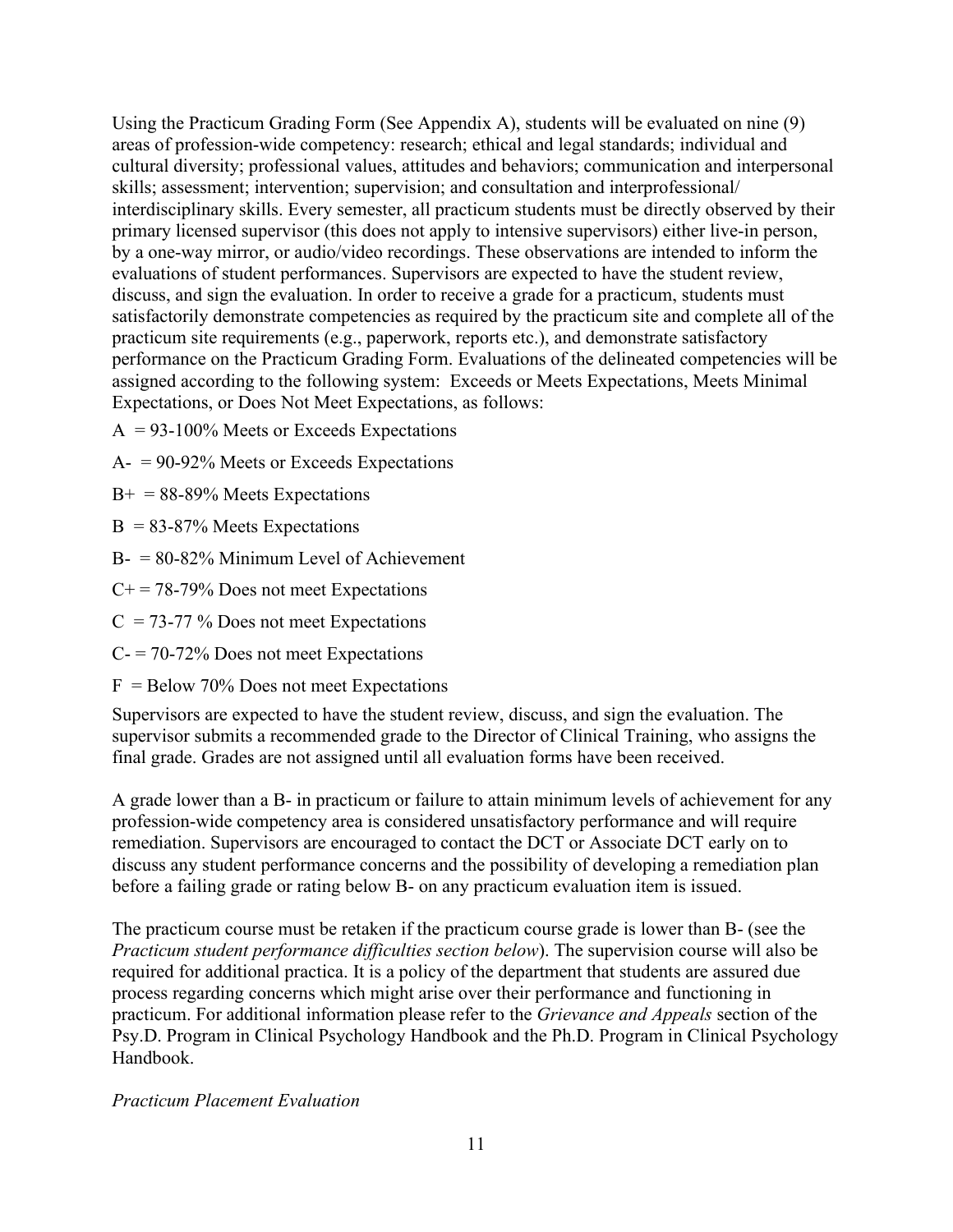Using the Practicum Grading Form (See Appendix A), students will be evaluated on nine (9) areas of profession-wide competency: research; ethical and legal standards; individual and cultural diversity; professional values, attitudes and behaviors; communication and interpersonal skills; assessment; intervention; supervision; and consultation and interprofessional/ interdisciplinary skills. Every semester, all practicum students must be directly observed by their primary licensed supervisor (this does not apply to intensive supervisors) either live-in person, by a one-way mirror, or audio/video recordings. These observations are intended to inform the evaluations of student performances. Supervisors are expected to have the student review, discuss, and sign the evaluation. In order to receive a grade for a practicum, students must satisfactorily demonstrate competencies as required by the practicum site and complete all of the practicum site requirements (e.g., paperwork, reports etc.), and demonstrate satisfactory performance on the Practicum Grading Form. Evaluations of the delineated competencies will be assigned according to the following system: Exceeds or Meets Expectations, Meets Minimal Expectations, or Does Not Meet Expectations, as follows:

A = 93-100% Meets or Exceeds Expectations

A- = 90-92% Meets or Exceeds Expectations

B+ = 88-89% Meets Expectations

B = 83-87% Meets Expectations

B- = 80-82% Minimum Level of Achievement

C+ = 78-79% Does not meet Expectations

C = 73-77 % Does not meet Expectations

C- = 70-72% Does not meet Expectations

F = Below 70% Does not meet Expectations

Supervisors are expected to have the student review, discuss, and sign the evaluation. The supervisor submits a recommended grade to the Director of Clinical Training, who assigns the final grade. Grades are not assigned until all evaluation forms have been received.

A grade lower than a B- in practicum or failure to attain minimum levels of achievement for any profession-wide competency area is considered unsatisfactory performance and will require remediation. Supervisors are encouraged to contact the DCT or Associate DCT early on to discuss any student performance concerns and the possibility of developing a remediation plan before a failing grade or rating below B- on any practicum evaluation item is issued.

The practicum course must be retaken if the practicum course grade is lower than B- (see the *Practicum student performance difficulties section below*). The supervision course will also be required for additional practica. It is a policy of the department that students are assured due process regarding concerns which might arise over their performance and functioning in practicum. For additional information please refer to the *Grievance and Appeals* section of the Psy.D. Program in Clinical Psychology Handbook and the Ph.D. Program in Clinical Psychology Handbook.

*Practicum Placement Evaluation*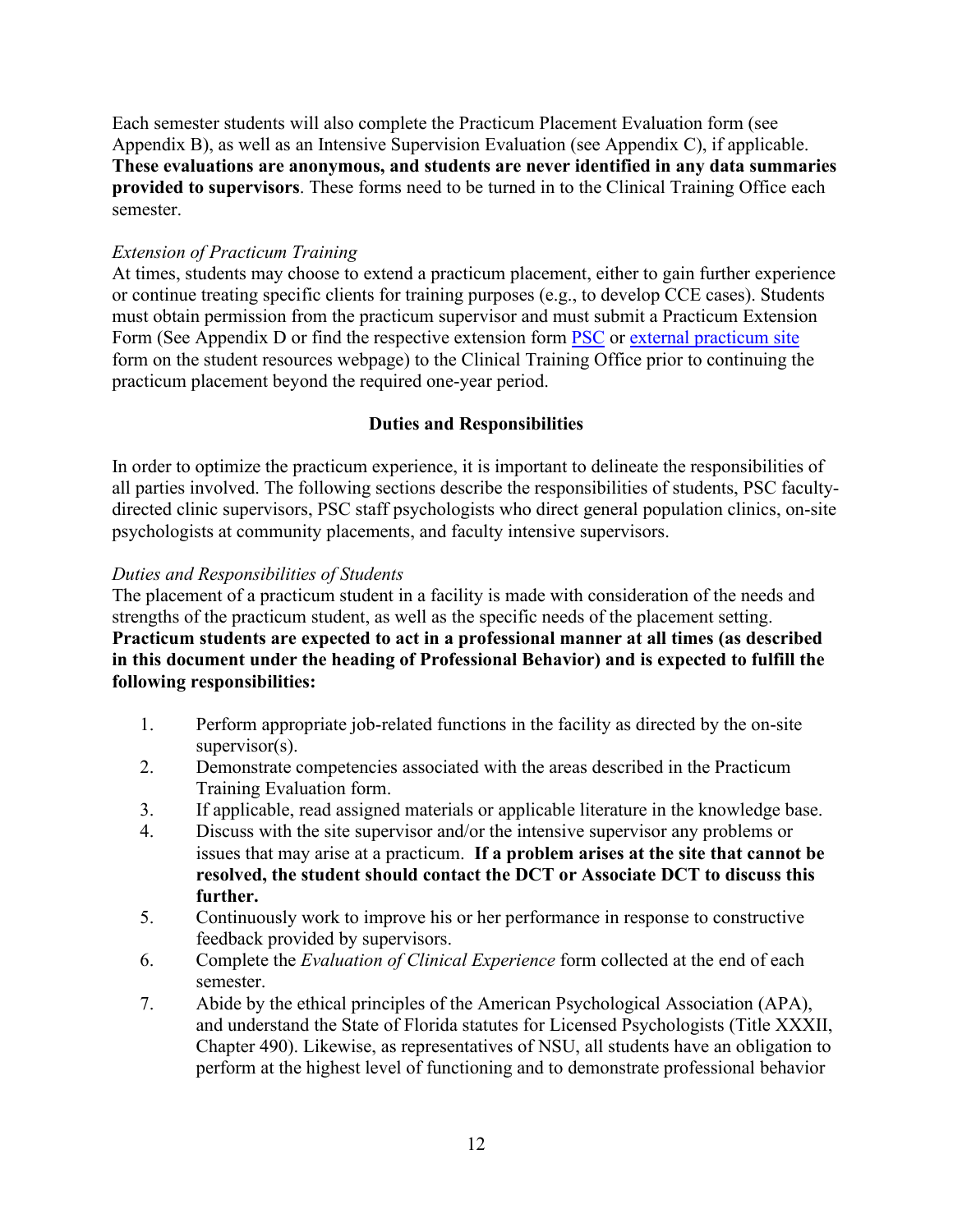Each semester students will also complete the Practicum Placement Evaluation form (see Appendix B), as well as an Intensive Supervision Evaluation (see Appendix C), if applicable. **These evaluations are anonymous, and students are never identified in any data summaries provided to supervisors**. These forms need to be turned in to the Clinical Training Office each semester.

*Extension of Practicum Training*

At times, students may choose to extend a practicum placement, either to gain further experience or continue treating specific clients for training purposes (e.g., to develop CCE cases). Students must obtain permission from the practicum supervisor and must submit a Practicum Extension Form (See Appendix D or find the respective extension form PSC or external practicum site form on the student resources webpage) to the Clinical Training Office prior to continuing the practicum placement beyond the required one-year period.

## Duties and Responsibilities

In order to optimize the practicum experience, it is important to delineate the responsibilities of all parties involved. The following sections describe the responsibilities of students, PSC faculty-directed clinic supervisors, PSC staff psychologists who direct general population clinics, on-site psychologists at community placements, and faculty intensive supervisors.

*Duties and Responsibilities of Students*

The placement of a practicum student in a facility is made with consideration of the needs and strengths of the practicum student, as well as the specific needs of the placement setting. **Practicum students are expected to act in a professional manner at all times (as described in this document under the heading of Professional Behavior) and is expected to fulfill the following responsibilities:**

1. Perform appropriate job-related functions in the facility as directed by the on-site supervisor(s).
2. Demonstrate competencies associated with the areas described in the Practicum Training Evaluation form.
3. If applicable, read assigned materials or applicable literature in the knowledge base.
4. Discuss with the site supervisor and/or the intensive supervisor any problems or issues that may arise at a practicum. **If a problem arises at the site that cannot be resolved, the student should contact the DCT or Associate DCT to discuss this further.**
5. Continuously work to improve his or her performance in response to constructive feedback provided by supervisors.
6. Complete the *Evaluation of Clinical Experience* form collected at the end of each semester.
7. Abide by the ethical principles of the American Psychological Association (APA), and understand the State of Florida statutes for Licensed Psychologists (Title XXXII, Chapter 490). Likewise, as representatives of NSU, all students have an obligation to perform at the highest level of functioning and to demonstrate professional behavior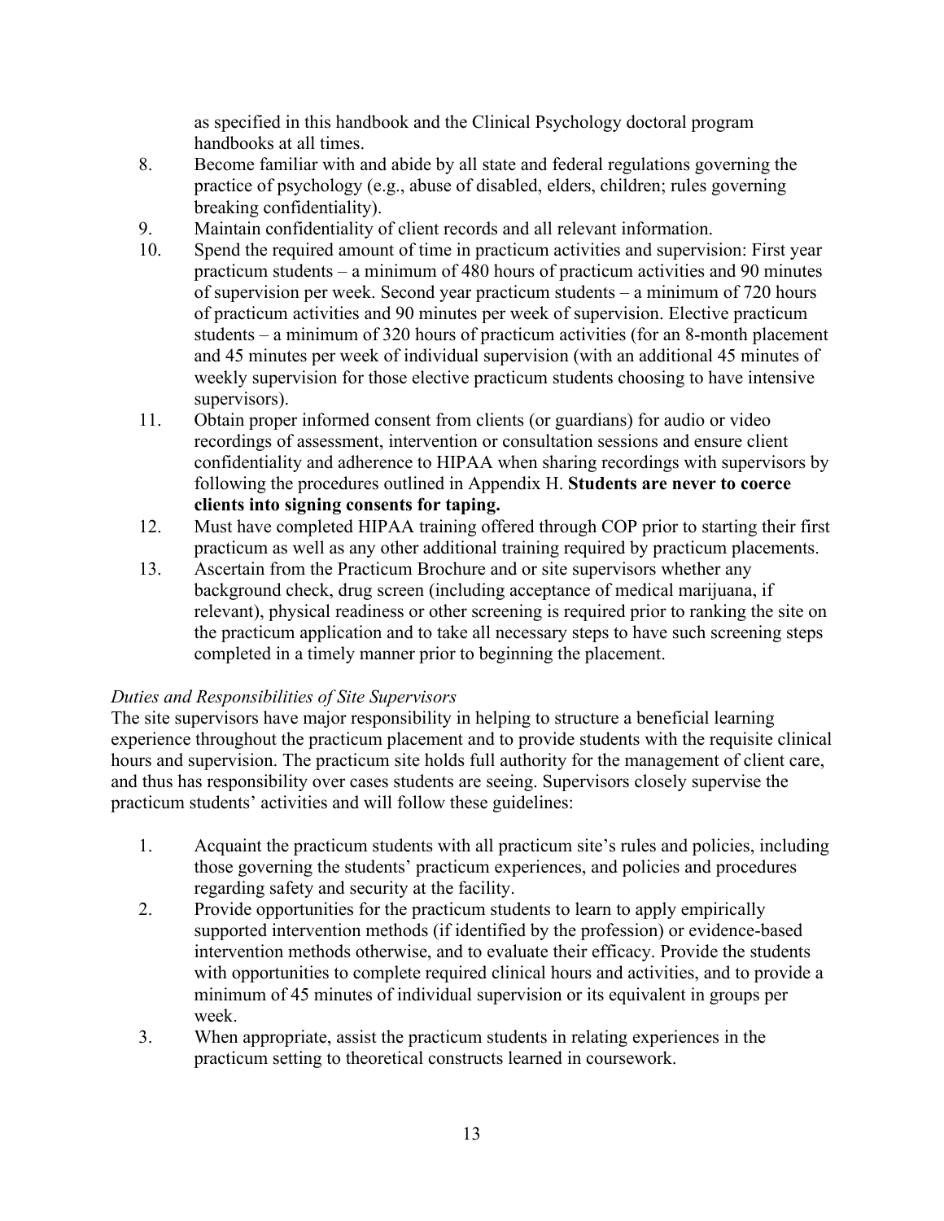as specified in this handbook and the Clinical Psychology doctoral program handbooks at all times.

8. Become familiar with and abide by all state and federal regulations governing the practice of psychology (e.g., abuse of disabled, elders, children; rules governing breaking confidentiality).
9. Maintain confidentiality of client records and all relevant information.
10. Spend the required amount of time in practicum activities and supervision: First year practicum students – a minimum of 480 hours of practicum activities and 90 minutes of supervision per week. Second year practicum students – a minimum of 720 hours of practicum activities and 90 minutes per week of supervision. Elective practicum students – a minimum of 320 hours of practicum activities (for an 8-month placement and 45 minutes per week of individual supervision (with an additional 45 minutes of weekly supervision for those elective practicum students choosing to have intensive supervisors).
11. Obtain proper informed consent from clients (or guardians) for audio or video recordings of assessment, intervention or consultation sessions and ensure client confidentiality and adherence to HIPAA when sharing recordings with supervisors by following the procedures outlined in Appendix H. **Students are never to coerce clients into signing consents for taping.**
12. Must have completed HIPAA training offered through COP prior to starting their first practicum as well as any other additional training required by practicum placements.
13. Ascertain from the Practicum Brochure and or site supervisors whether any background check, drug screen (including acceptance of medical marijuana, if relevant), physical readiness or other screening is required prior to ranking the site on the practicum application and to take all necessary steps to have such screening steps completed in a timely manner prior to beginning the placement.

*Duties and Responsibilities of Site Supervisors*

The site supervisors have major responsibility in helping to structure a beneficial learning experience throughout the practicum placement and to provide students with the requisite clinical hours and supervision. The practicum site holds full authority for the management of client care, and thus has responsibility over cases students are seeing. Supervisors closely supervise the practicum students' activities and will follow these guidelines:

1. Acquaint the practicum students with all practicum site's rules and policies, including those governing the students' practicum experiences, and policies and procedures regarding safety and security at the facility.
2. Provide opportunities for the practicum students to learn to apply empirically supported intervention methods (if identified by the profession) or evidence-based intervention methods otherwise, and to evaluate their efficacy. Provide the students with opportunities to complete required clinical hours and activities, and to provide a minimum of 45 minutes of individual supervision or its equivalent in groups per week.
3. When appropriate, assist the practicum students in relating experiences in the practicum setting to theoretical constructs learned in coursework.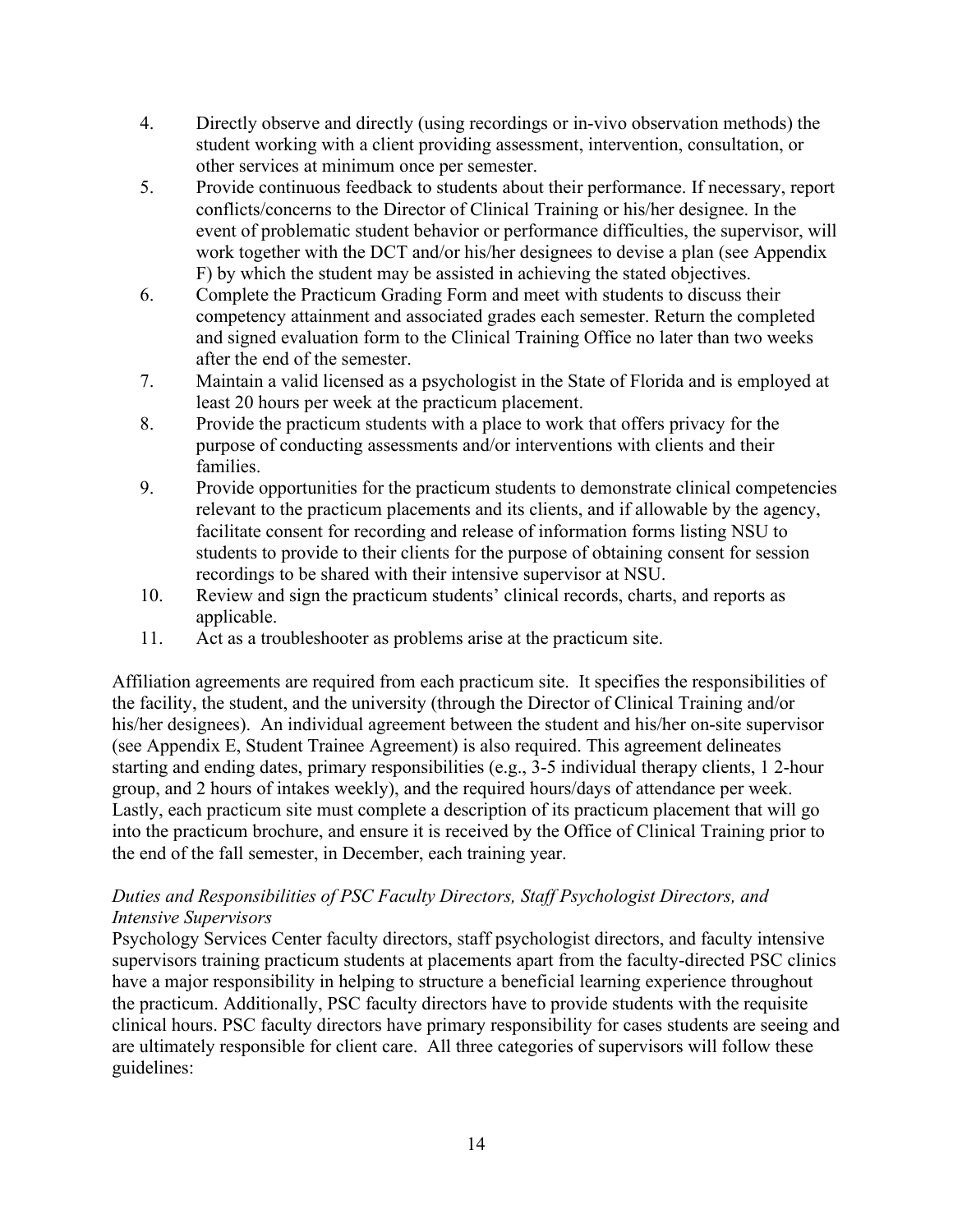4. Directly observe and directly (using recordings or in-vivo observation methods) the student working with a client providing assessment, intervention, consultation, or other services at minimum once per semester.
5. Provide continuous feedback to students about their performance. If necessary, report conflicts/concerns to the Director of Clinical Training or his/her designee. In the event of problematic student behavior or performance difficulties, the supervisor, will work together with the DCT and/or his/her designees to devise a plan (see Appendix F) by which the student may be assisted in achieving the stated objectives.
6. Complete the Practicum Grading Form and meet with students to discuss their competency attainment and associated grades each semester. Return the completed and signed evaluation form to the Clinical Training Office no later than two weeks after the end of the semester.
7. Maintain a valid licensed as a psychologist in the State of Florida and is employed at least 20 hours per week at the practicum placement.
8. Provide the practicum students with a place to work that offers privacy for the purpose of conducting assessments and/or interventions with clients and their families.
9. Provide opportunities for the practicum students to demonstrate clinical competencies relevant to the practicum placements and its clients, and if allowable by the agency, facilitate consent for recording and release of information forms listing NSU to students to provide to their clients for the purpose of obtaining consent for session recordings to be shared with their intensive supervisor at NSU.
10. Review and sign the practicum students' clinical records, charts, and reports as applicable.
11. Act as a troubleshooter as problems arise at the practicum site.

Affiliation agreements are required from each practicum site. It specifies the responsibilities of the facility, the student, and the university (through the Director of Clinical Training and/or his/her designees). An individual agreement between the student and his/her on-site supervisor (see Appendix E, Student Trainee Agreement) is also required. This agreement delineates starting and ending dates, primary responsibilities (e.g., 3-5 individual therapy clients, 1 2-hour group, and 2 hours of intakes weekly), and the required hours/days of attendance per week. Lastly, each practicum site must complete a description of its practicum placement that will go into the practicum brochure, and ensure it is received by the Office of Clinical Training prior to the end of the fall semester, in December, each training year.

*Duties and Responsibilities of PSC Faculty Directors, Staff Psychologist Directors, and Intensive Supervisors*

Psychology Services Center faculty directors, staff psychologist directors, and faculty intensive supervisors training practicum students at placements apart from the faculty-directed PSC clinics have a major responsibility in helping to structure a beneficial learning experience throughout the practicum. Additionally, PSC faculty directors have to provide students with the requisite clinical hours. PSC faculty directors have primary responsibility for cases students are seeing and are ultimately responsible for client care. All three categories of supervisors will follow these guidelines: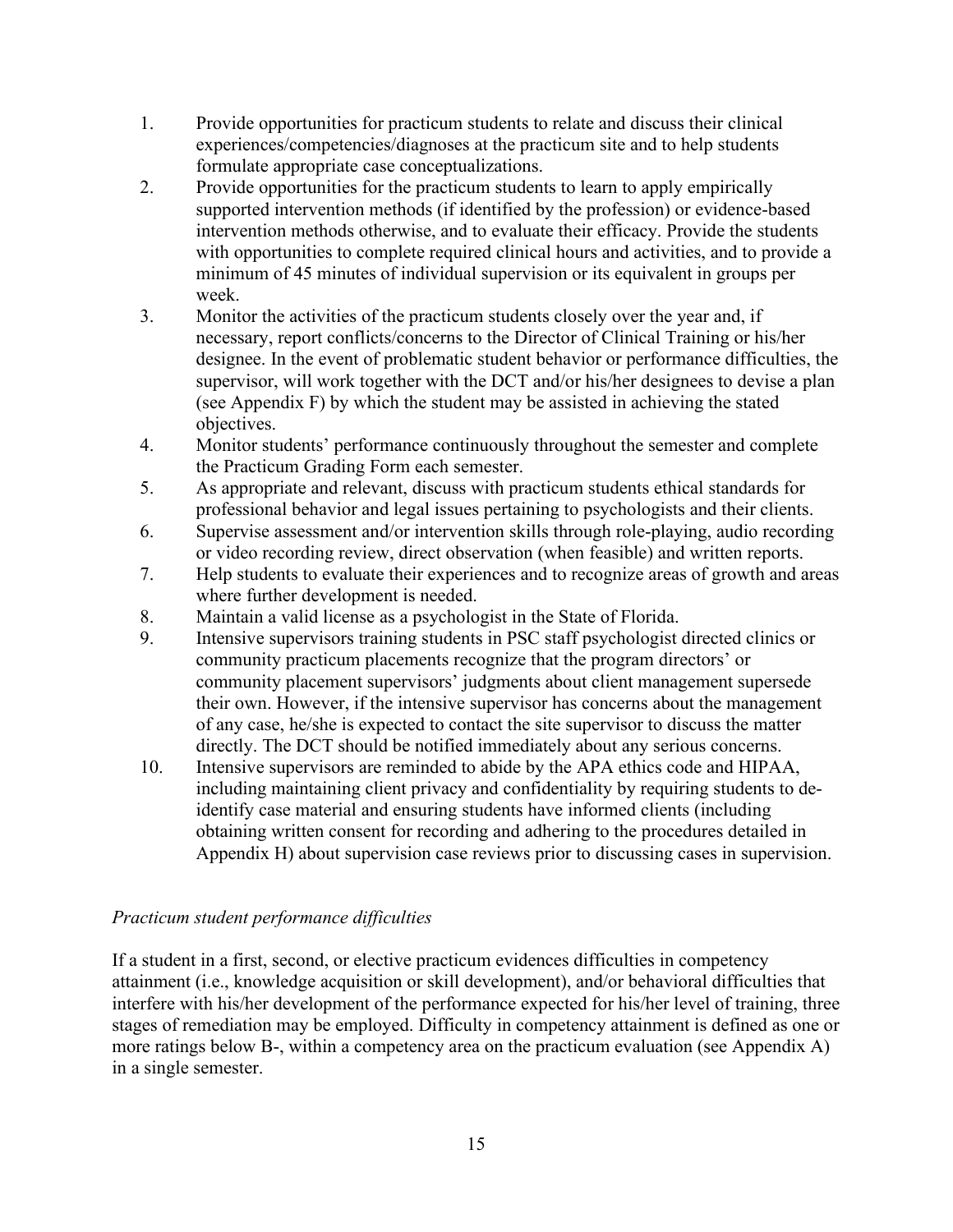1. Provide opportunities for practicum students to relate and discuss their clinical experiences/competencies/diagnoses at the practicum site and to help students formulate appropriate case conceptualizations.
2. Provide opportunities for the practicum students to learn to apply empirically supported intervention methods (if identified by the profession) or evidence-based intervention methods otherwise, and to evaluate their efficacy. Provide the students with opportunities to complete required clinical hours and activities, and to provide a minimum of 45 minutes of individual supervision or its equivalent in groups per week.
3. Monitor the activities of the practicum students closely over the year and, if necessary, report conflicts/concerns to the Director of Clinical Training or his/her designee. In the event of problematic student behavior or performance difficulties, the supervisor, will work together with the DCT and/or his/her designees to devise a plan (see Appendix F) by which the student may be assisted in achieving the stated objectives.
4. Monitor students' performance continuously throughout the semester and complete the Practicum Grading Form each semester.
5. As appropriate and relevant, discuss with practicum students ethical standards for professional behavior and legal issues pertaining to psychologists and their clients.
6. Supervise assessment and/or intervention skills through role-playing, audio recording or video recording review, direct observation (when feasible) and written reports.
7. Help students to evaluate their experiences and to recognize areas of growth and areas where further development is needed.
8. Maintain a valid license as a psychologist in the State of Florida.
9. Intensive supervisors training students in PSC staff psychologist directed clinics or community practicum placements recognize that the program directors' or community placement supervisors' judgments about client management supersede their own. However, if the intensive supervisor has concerns about the management of any case, he/she is expected to contact the site supervisor to discuss the matter directly. The DCT should be notified immediately about any serious concerns.
10. Intensive supervisors are reminded to abide by the APA ethics code and HIPAA, including maintaining client privacy and confidentiality by requiring students to de-identify case material and ensuring students have informed clients (including obtaining written consent for recording and adhering to the procedures detailed in Appendix H) about supervision case reviews prior to discussing cases in supervision.

*Practicum student performance difficulties*

If a student in a first, second, or elective practicum evidences difficulties in competency attainment (i.e., knowledge acquisition or skill development), and/or behavioral difficulties that interfere with his/her development of the performance expected for his/her level of training, three stages of remediation may be employed. Difficulty in competency attainment is defined as one or more ratings below B-, within a competency area on the practicum evaluation (see Appendix A) in a single semester.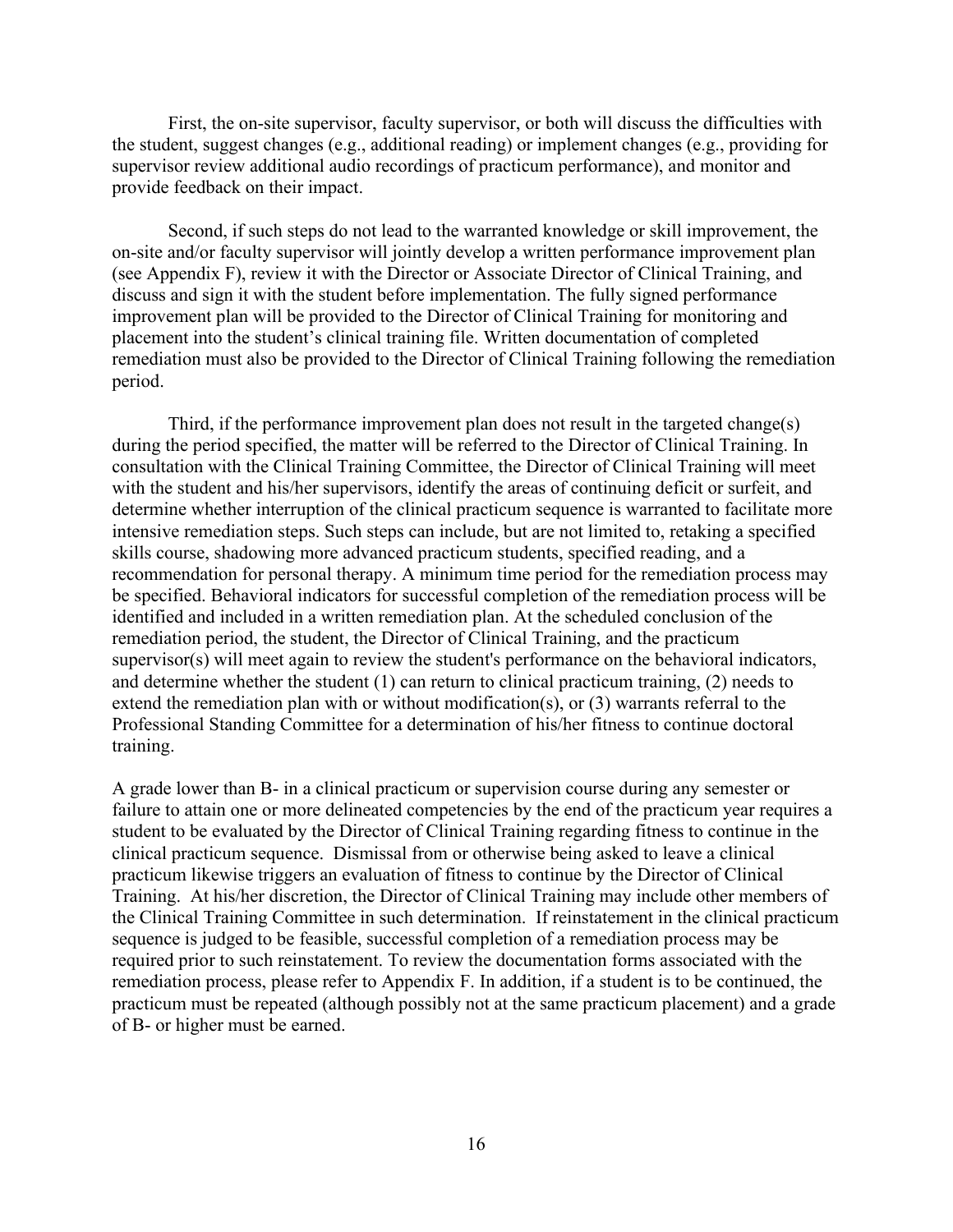First, the on-site supervisor, faculty supervisor, or both will discuss the difficulties with the student, suggest changes (e.g., additional reading) or implement changes (e.g., providing for supervisor review additional audio recordings of practicum performance), and monitor and provide feedback on their impact.

Second, if such steps do not lead to the warranted knowledge or skill improvement, the on-site and/or faculty supervisor will jointly develop a written performance improvement plan (see Appendix F), review it with the Director or Associate Director of Clinical Training, and discuss and sign it with the student before implementation. The fully signed performance improvement plan will be provided to the Director of Clinical Training for monitoring and placement into the student's clinical training file. Written documentation of completed remediation must also be provided to the Director of Clinical Training following the remediation period.

Third, if the performance improvement plan does not result in the targeted change(s) during the period specified, the matter will be referred to the Director of Clinical Training. In consultation with the Clinical Training Committee, the Director of Clinical Training will meet with the student and his/her supervisors, identify the areas of continuing deficit or surfeit, and determine whether interruption of the clinical practicum sequence is warranted to facilitate more intensive remediation steps. Such steps can include, but are not limited to, retaking a specified skills course, shadowing more advanced practicum students, specified reading, and a recommendation for personal therapy. A minimum time period for the remediation process may be specified. Behavioral indicators for successful completion of the remediation process will be identified and included in a written remediation plan. At the scheduled conclusion of the remediation period, the student, the Director of Clinical Training, and the practicum supervisor(s) will meet again to review the student's performance on the behavioral indicators, and determine whether the student (1) can return to clinical practicum training, (2) needs to extend the remediation plan with or without modification(s), or (3) warrants referral to the Professional Standing Committee for a determination of his/her fitness to continue doctoral training.

A grade lower than B- in a clinical practicum or supervision course during any semester or failure to attain one or more delineated competencies by the end of the practicum year requires a student to be evaluated by the Director of Clinical Training regarding fitness to continue in the clinical practicum sequence. Dismissal from or otherwise being asked to leave a clinical practicum likewise triggers an evaluation of fitness to continue by the Director of Clinical Training. At his/her discretion, the Director of Clinical Training may include other members of the Clinical Training Committee in such determination. If reinstatement in the clinical practicum sequence is judged to be feasible, successful completion of a remediation process may be required prior to such reinstatement. To review the documentation forms associated with the remediation process, please refer to Appendix F. In addition, if a student is to be continued, the practicum must be repeated (although possibly not at the same practicum placement) and a grade of B- or higher must be earned.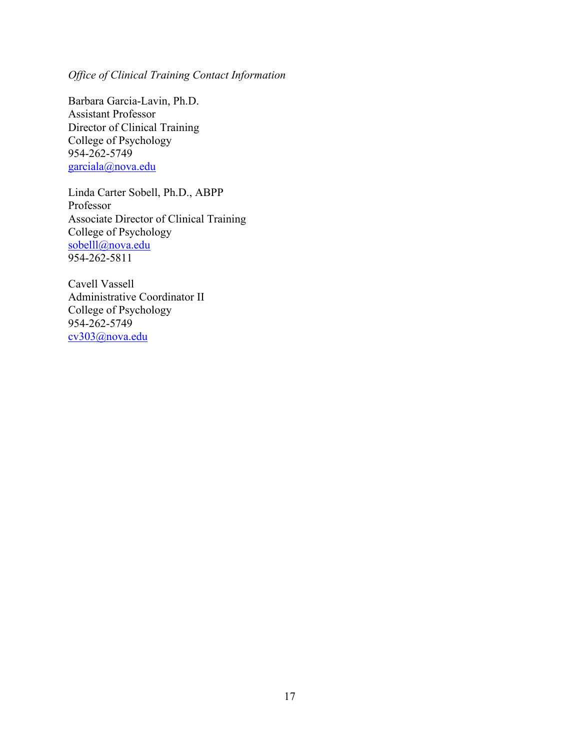*Office of Clinical Training Contact Information*

Barbara Garcia-Lavin, Ph.D.
Assistant Professor
Director of Clinical Training
College of Psychology
954-262-5749
garciala@nova.edu

Linda Carter Sobell, Ph.D., ABPP
Professor
Associate Director of Clinical Training
College of Psychology
sobelll@nova.edu
954-262-5811

Cavell Vassell
Administrative Coordinator II
College of Psychology
954-262-5749
cv303@nova.edu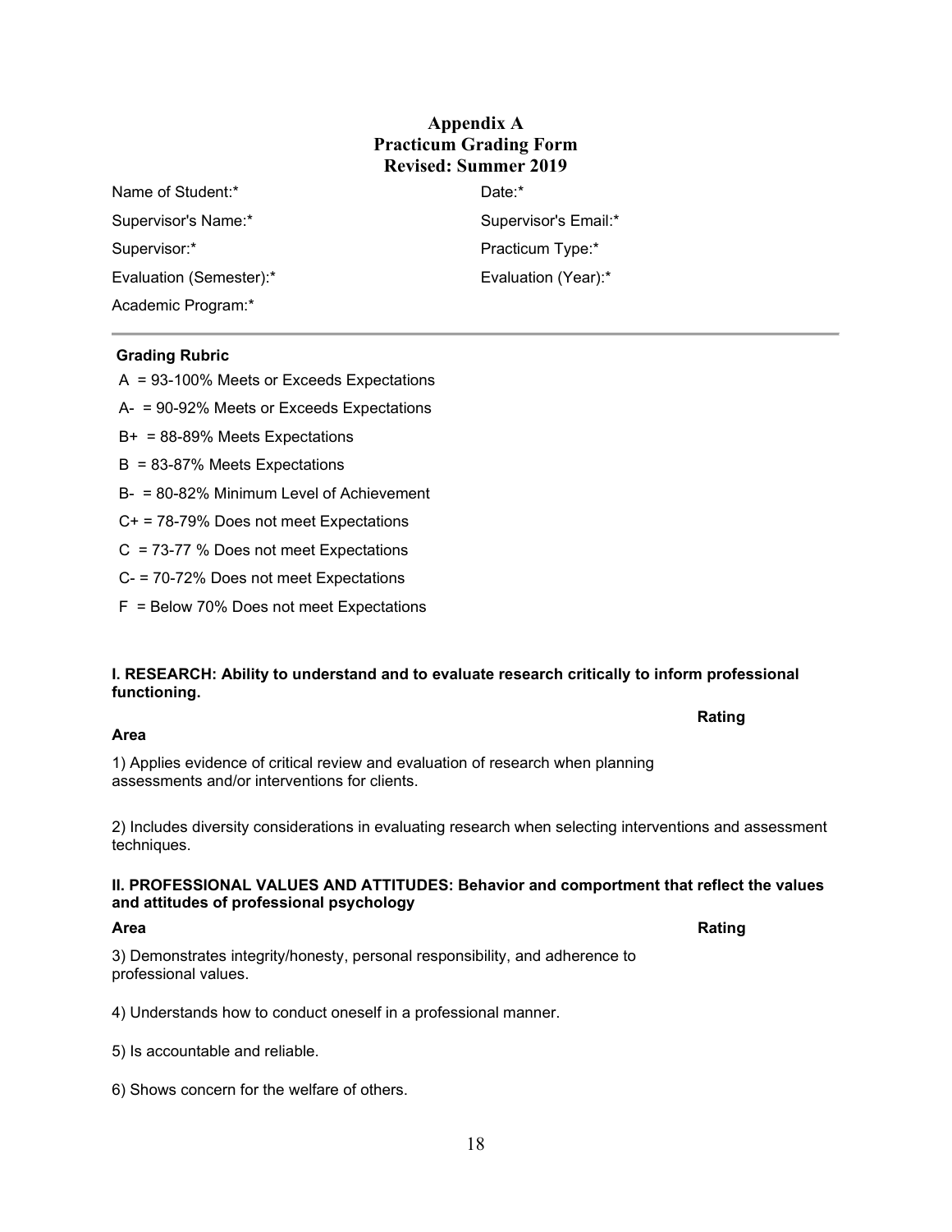# Appendix A
# Practicum Grading Form
## Revised: Summer 2019

Name of Student:*

Date:*

Supervisor's Name:*

Supervisor's Email:*

Supervisor:*

Practicum Type:*

Evaluation (Semester):*

Evaluation (Year):*

Academic Program:*

---

**Grading Rubric**

A = 93-100% Meets or Exceeds Expectations

A- = 90-92% Meets or Exceeds Expectations

B+ = 88-89% Meets Expectations

B = 83-87% Meets Expectations

B- = 80-82% Minimum Level of Achievement

C+ = 78-79% Does not meet Expectations

C = 73-77 % Does not meet Expectations

C- = 70-72% Does not meet Expectations

F = Below 70% Does not meet Expectations

**I. RESEARCH: Ability to understand and to evaluate research critically to inform professional functioning.**

| Area | Rating |
|---|---|
| 1) Applies evidence of critical review and evaluation of research when planning assessments and/or interventions for clients. | |
| 2) Includes diversity considerations in evaluating research when selecting interventions and assessment techniques. | |

**II. PROFESSIONAL VALUES AND ATTITUDES: Behavior and comportment that reflect the values and attitudes of professional psychology**

| Area | Rating |
|---|---|
| 3) Demonstrates integrity/honesty, personal responsibility, and adherence to professional values. | |
| 4) Understands how to conduct oneself in a professional manner. | |
| 5) Is accountable and reliable. | |
| 6) Shows concern for the welfare of others. | |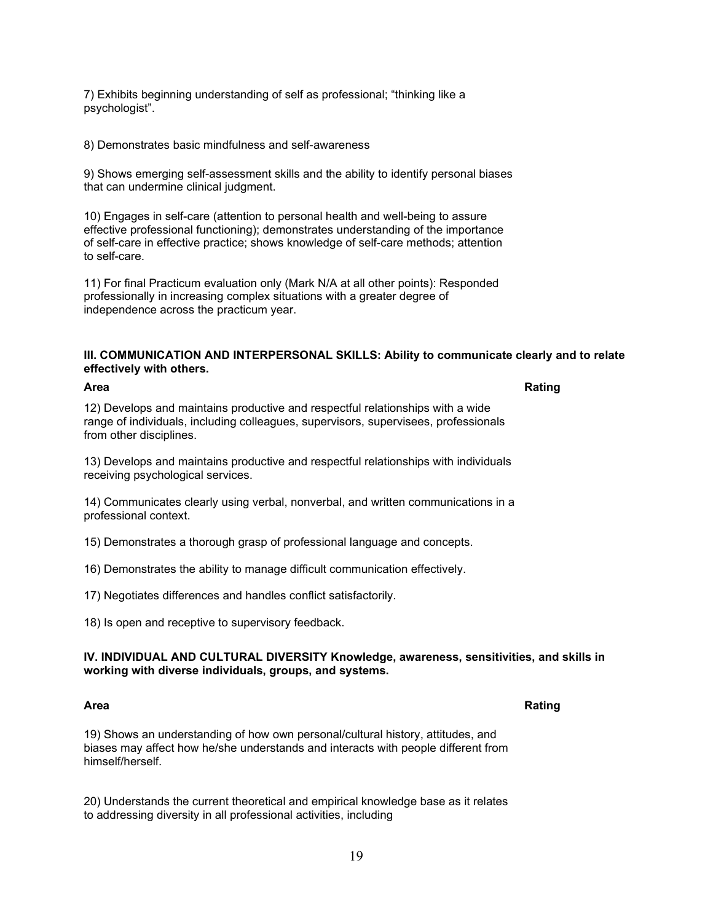7) Exhibits beginning understanding of self as professional; “thinking like a psychologist”.

8) Demonstrates basic mindfulness and self-awareness

9) Shows emerging self-assessment skills and the ability to identify personal biases that can undermine clinical judgment.

10) Engages in self-care (attention to personal health and well-being to assure effective professional functioning); demonstrates understanding of the importance of self-care in effective practice; shows knowledge of self-care methods; attention to self-care.

11) For final Practicum evaluation only (Mark N/A at all other points): Responded professionally in increasing complex situations with a greater degree of independence across the practicum year.

**III. COMMUNICATION AND INTERPERSONAL SKILLS: Ability to communicate clearly and to relate effectively with others.**

| Area | Rating |
|---|---|
| 12) Develops and maintains productive and respectful relationships with a wide range of individuals, including colleagues, supervisors, supervisees, professionals from other disciplines. | |
| 13) Develops and maintains productive and respectful relationships with individuals receiving psychological services. | |
| 14) Communicates clearly using verbal, nonverbal, and written communications in a professional context. | |
| 15) Demonstrates a thorough grasp of professional language and concepts. | |
| 16) Demonstrates the ability to manage difficult communication effectively. | |
| 17) Negotiates differences and handles conflict satisfactorily. | |
| 18) Is open and receptive to supervisory feedback. | |

**IV. INDIVIDUAL AND CULTURAL DIVERSITY Knowledge, awareness, sensitivities, and skills in working with diverse individuals, groups, and systems.**

| Area | Rating |
|---|---|
| 19) Shows an understanding of how own personal/cultural history, attitudes, and biases may affect how he/she understands and interacts with people different from himself/herself. | |
| 20) Understands the current theoretical and empirical knowledge base as it relates to addressing diversity in all professional activities, including | |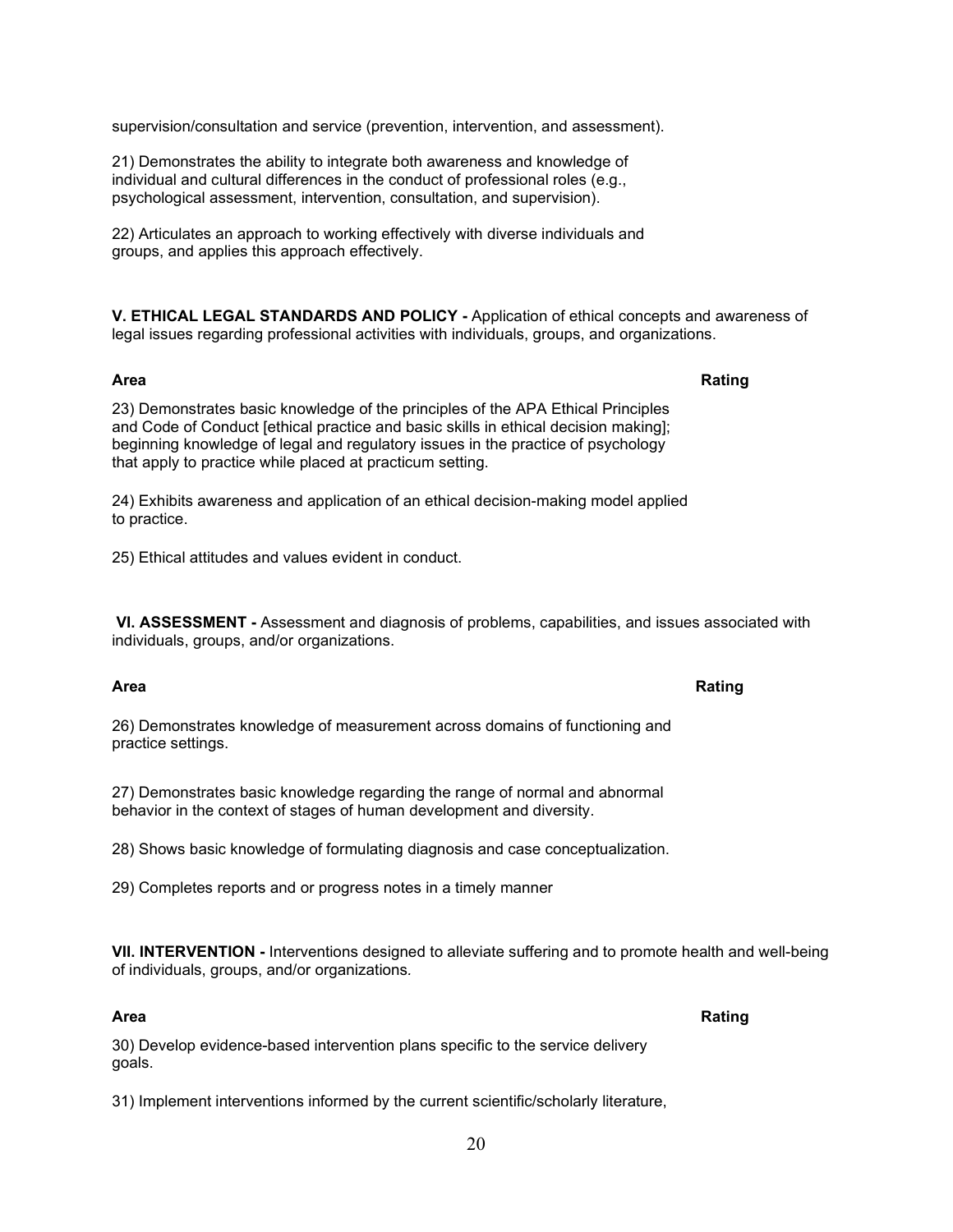supervision/consultation and service (prevention, intervention, and assessment).

21) Demonstrates the ability to integrate both awareness and knowledge of individual and cultural differences in the conduct of professional roles (e.g., psychological assessment, intervention, consultation, and supervision).

22) Articulates an approach to working effectively with diverse individuals and groups, and applies this approach effectively.

**V. ETHICAL LEGAL STANDARDS AND POLICY -** Application of ethical concepts and awareness of legal issues regarding professional activities with individuals, groups, and organizations.

| Area | Rating |
|---|---|
| 23) Demonstrates basic knowledge of the principles of the APA Ethical Principles and Code of Conduct [ethical practice and basic skills in ethical decision making]; beginning knowledge of legal and regulatory issues in the practice of psychology that apply to practice while placed at practicum setting. | |
| 24) Exhibits awareness and application of an ethical decision-making model applied to practice. | |
| 25) Ethical attitudes and values evident in conduct. | |

**VI. ASSESSMENT -** Assessment and diagnosis of problems, capabilities, and issues associated with individuals, groups, and/or organizations.

| Area | Rating |
|---|---|
| 26) Demonstrates knowledge of measurement across domains of functioning and practice settings. | |
| 27) Demonstrates basic knowledge regarding the range of normal and abnormal behavior in the context of stages of human development and diversity. | |
| 28) Shows basic knowledge of formulating diagnosis and case conceptualization. | |
| 29) Completes reports and or progress notes in a timely manner | |

**VII. INTERVENTION -** Interventions designed to alleviate suffering and to promote health and well-being of individuals, groups, and/or organizations.

| Area | Rating |
|---|---|
| 30) Develop evidence-based intervention plans specific to the service delivery goals. | |
| 31) Implement interventions informed by the current scientific/scholarly literature, | |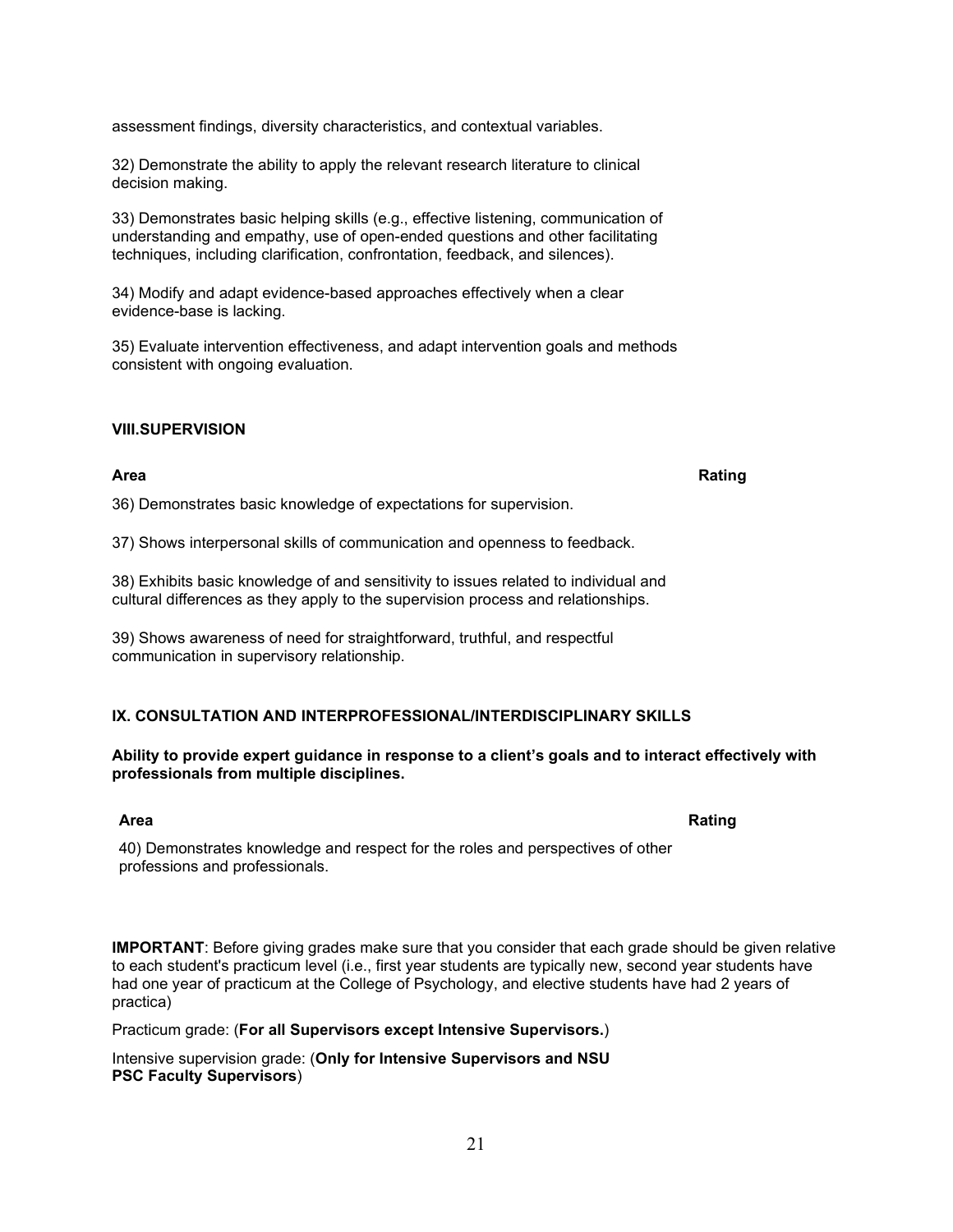assessment findings, diversity characteristics, and contextual variables.

32) Demonstrate the ability to apply the relevant research literature to clinical decision making.

33) Demonstrates basic helping skills (e.g., effective listening, communication of understanding and empathy, use of open-ended questions and other facilitating techniques, including clarification, confrontation, feedback, and silences).

34) Modify and adapt evidence-based approaches effectively when a clear evidence-base is lacking.

35) Evaluate intervention effectiveness, and adapt intervention goals and methods consistent with ongoing evaluation.

**VIII.SUPERVISION**

| **Area** | **Rating** |
|---|---|
| 36) Demonstrates basic knowledge of expectations for supervision. | |
| 37) Shows interpersonal skills of communication and openness to feedback. | |
| 38) Exhibits basic knowledge of and sensitivity to issues related to individual and cultural differences as they apply to the supervision process and relationships. | |
| 39) Shows awareness of need for straightforward, truthful, and respectful communication in supervisory relationship. | |

**IX. CONSULTATION AND INTERPROFESSIONAL/INTERDISCIPLINARY SKILLS**

**Ability to provide expert guidance in response to a client's goals and to interact effectively with professionals from multiple disciplines.**

| **Area** | **Rating** |
|---|---|
| 40) Demonstrates knowledge and respect for the roles and perspectives of other professions and professionals. | |

**IMPORTANT**: Before giving grades make sure that you consider that each grade should be given relative to each student's practicum level (i.e., first year students are typically new, second year students have had one year of practicum at the College of Psychology, and elective students have had 2 years of practica)

Practicum grade: (**For all Supervisors except Intensive Supervisors.**)

Intensive supervision grade: (**Only for Intensive Supervisors and NSU PSC Faculty Supervisors**)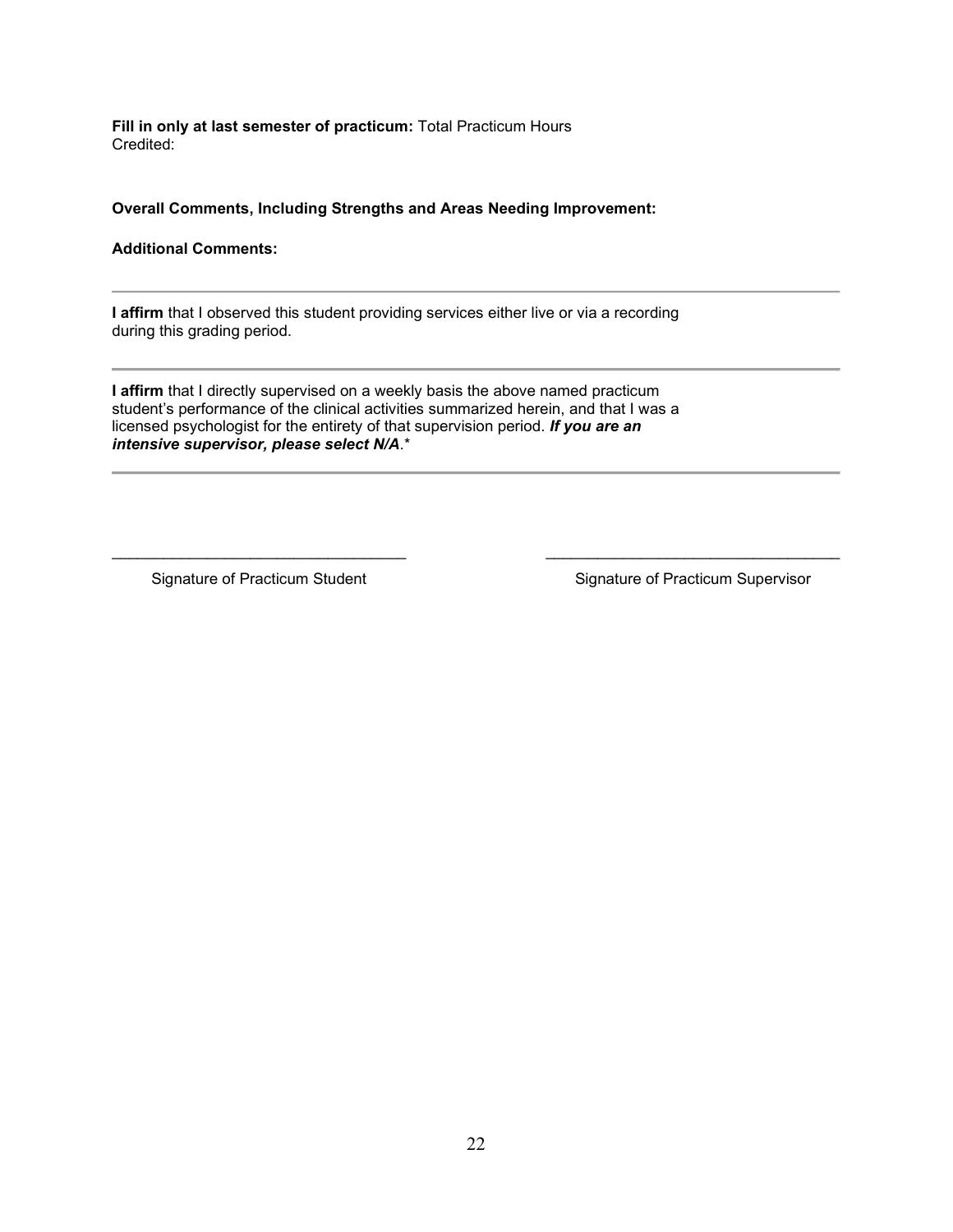**Fill in only at last semester of practicum:** Total Practicum Hours Credited:

**Overall Comments, Including Strengths and Areas Needing Improvement:**

**Additional Comments:**

---

**I affirm** that I observed this student providing services either live or via a recording during this grading period.

---

**I affirm** that I directly supervised on a weekly basis the above named practicum student's performance of the clinical activities summarized herein, and that I was a licensed psychologist for the entirety of that supervision period. ***If you are an intensive supervisor, please select N/A***.*

---

\_\_\_\_\_\_\_\_\_\_\_\_\_\_\_\_\_\_\_\_\_\_\_\_\_\_\_\_\_\_\_\_\_\_
Signature of Practicum Student

\_\_\_\_\_\_\_\_\_\_\_\_\_\_\_\_\_\_\_\_\_\_\_\_\_\_\_\_\_\_\_\_\_\_
Signature of Practicum Supervisor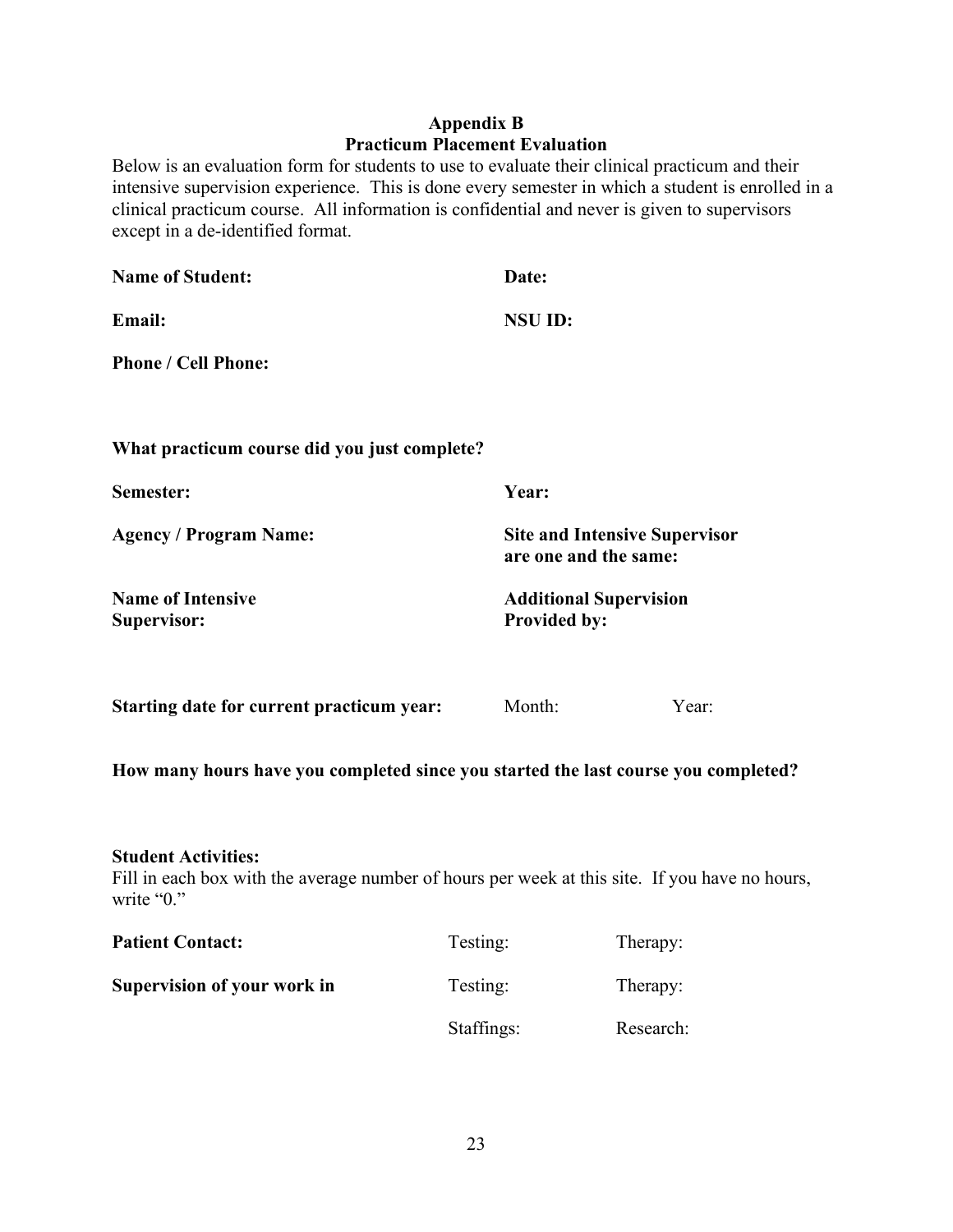**Appendix B**
**Practicum Placement Evaluation**

Below is an evaluation form for students to use to evaluate their clinical practicum and their intensive supervision experience. This is done every semester in which a student is enrolled in a clinical practicum course. All information is confidential and never is given to supervisors except in a de-identified format.

| | |
|---|---|
| **Name of Student:** | **Date:** |
| **Email:** | **NSU ID:** |
| **Phone / Cell Phone:** | |

**What practicum course did you just complete?**

| | |
|---|---|
| **Semester:** | **Year:** |
| **Agency / Program Name:** | **Site and Intensive Supervisor are one and the same:** |
| **Name of Intensive Supervisor:** | **Additional Supervision Provided by:** |

**Starting date for current practicum year:** Month: Year:

**How many hours have you completed since you started the last course you completed?**

**Student Activities:**
Fill in each box with the average number of hours per week at this site. If you have no hours, write "0."

| | | |
|---|---|---|
| **Patient Contact:** | Testing: | Therapy: |
| **Supervision of your work in** | Testing: | Therapy: |
| | Staffings: | Research: |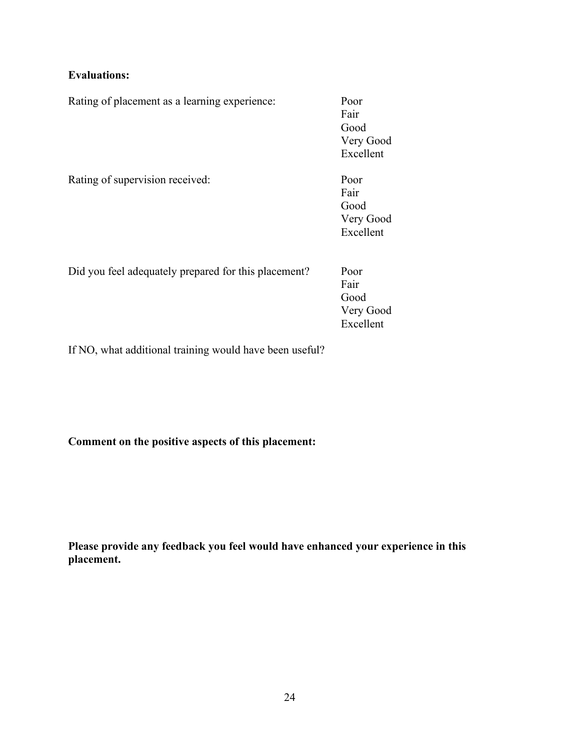**Evaluations:**

Rating of placement as a learning experience:

Poor
Fair
Good
Very Good
Excellent

Rating of supervision received:

Poor
Fair
Good
Very Good
Excellent

Did you feel adequately prepared for this placement?

Poor
Fair
Good
Very Good
Excellent

If NO, what additional training would have been useful?

**Comment on the positive aspects of this placement:**

**Please provide any feedback you feel would have enhanced your experience in this placement.**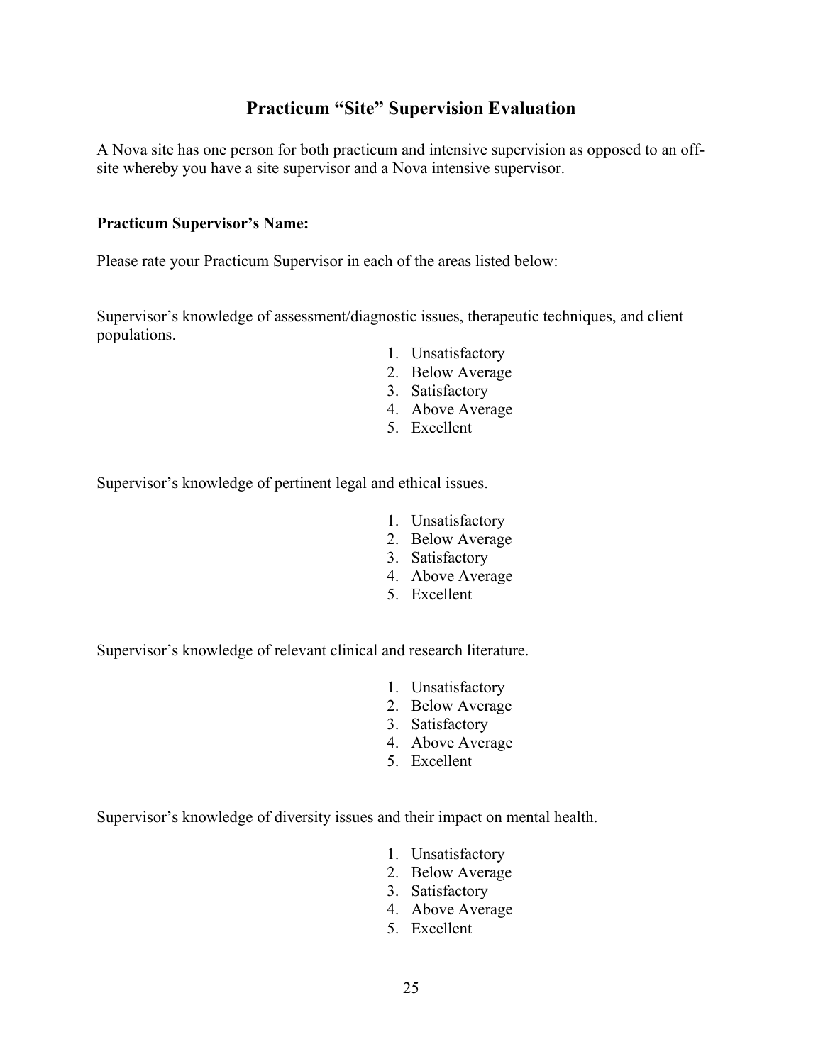## Practicum "Site" Supervision Evaluation

A Nova site has one person for both practicum and intensive supervision as opposed to an off-site whereby you have a site supervisor and a Nova intensive supervisor.

**Practicum Supervisor's Name:**

Please rate your Practicum Supervisor in each of the areas listed below:

Supervisor's knowledge of assessment/diagnostic issues, therapeutic techniques, and client populations.

1. Unsatisfactory
2. Below Average
3. Satisfactory
4. Above Average
5. Excellent

Supervisor's knowledge of pertinent legal and ethical issues.

1. Unsatisfactory
2. Below Average
3. Satisfactory
4. Above Average
5. Excellent

Supervisor's knowledge of relevant clinical and research literature.

1. Unsatisfactory
2. Below Average
3. Satisfactory
4. Above Average
5. Excellent

Supervisor's knowledge of diversity issues and their impact on mental health.

1. Unsatisfactory
2. Below Average
3. Satisfactory
4. Above Average
5. Excellent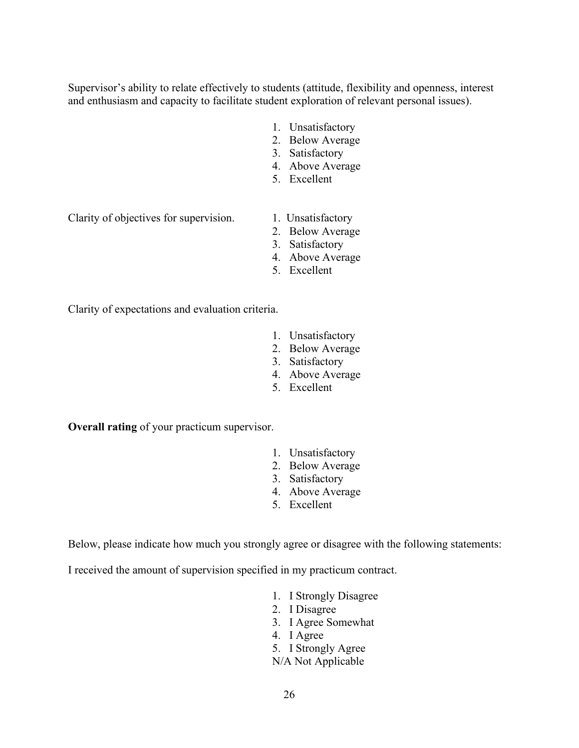Supervisor's ability to relate effectively to students (attitude, flexibility and openness, interest and enthusiasm and capacity to facilitate student exploration of relevant personal issues).

1. Unsatisfactory
2. Below Average
3. Satisfactory
4. Above Average
5. Excellent

Clarity of objectives for supervision.

1. Unsatisfactory
2. Below Average
3. Satisfactory
4. Above Average
5. Excellent

Clarity of expectations and evaluation criteria.

1. Unsatisfactory
2. Below Average
3. Satisfactory
4. Above Average
5. Excellent

**Overall rating** of your practicum supervisor.

1. Unsatisfactory
2. Below Average
3. Satisfactory
4. Above Average
5. Excellent

Below, please indicate how much you strongly agree or disagree with the following statements:

I received the amount of supervision specified in my practicum contract.

1. I Strongly Disagree
2. I Disagree
3. I Agree Somewhat
4. I Agree
5. I Strongly Agree

N/A Not Applicable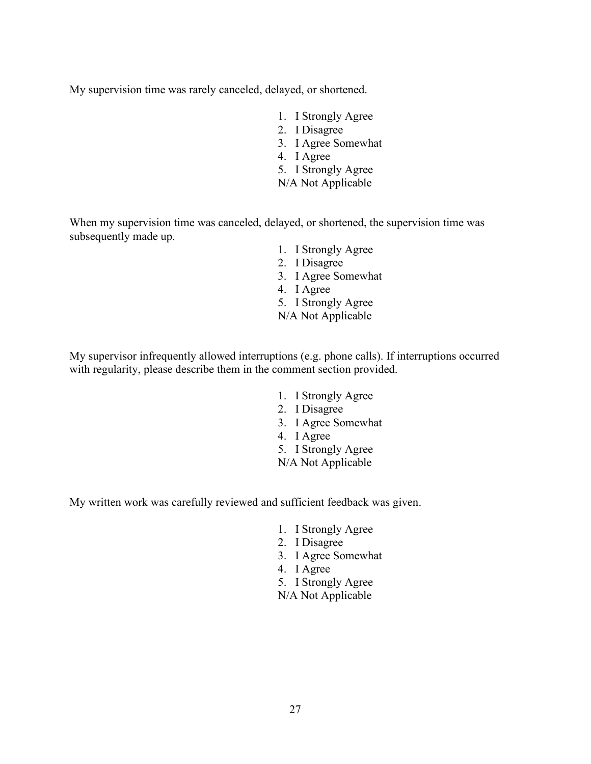My supervision time was rarely canceled, delayed, or shortened.

1. I Strongly Agree
2. I Disagree
3. I Agree Somewhat
4. I Agree
5. I Strongly Agree

N/A Not Applicable

When my supervision time was canceled, delayed, or shortened, the supervision time was subsequently made up.

1. I Strongly Agree
2. I Disagree
3. I Agree Somewhat
4. I Agree
5. I Strongly Agree

N/A Not Applicable

My supervisor infrequently allowed interruptions (e.g. phone calls). If interruptions occurred with regularity, please describe them in the comment section provided.

1. I Strongly Agree
2. I Disagree
3. I Agree Somewhat
4. I Agree
5. I Strongly Agree

N/A Not Applicable

My written work was carefully reviewed and sufficient feedback was given.

1. I Strongly Agree
2. I Disagree
3. I Agree Somewhat
4. I Agree
5. I Strongly Agree

N/A Not Applicable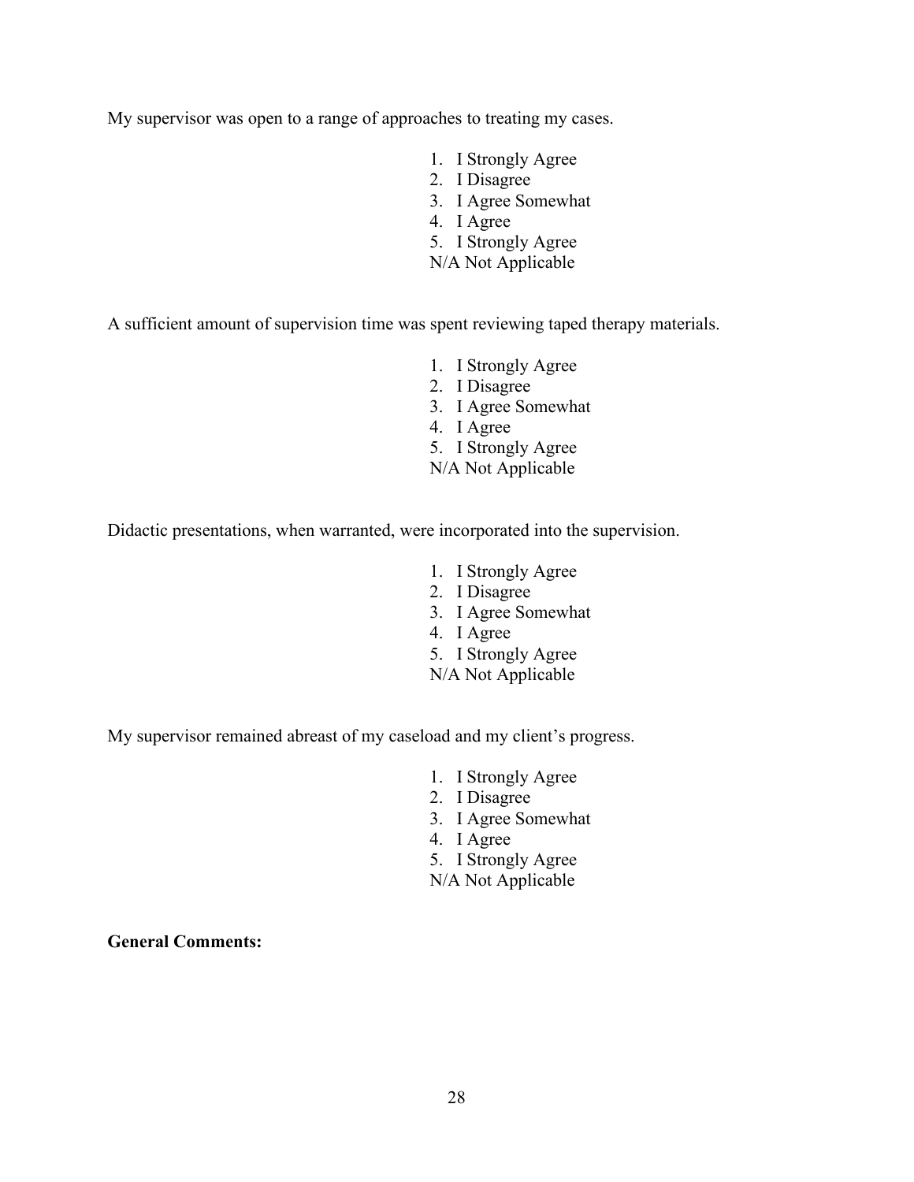My supervisor was open to a range of approaches to treating my cases.

1. I Strongly Agree
2. I Disagree
3. I Agree Somewhat
4. I Agree
5. I Strongly Agree

N/A Not Applicable

A sufficient amount of supervision time was spent reviewing taped therapy materials.

1. I Strongly Agree
2. I Disagree
3. I Agree Somewhat
4. I Agree
5. I Strongly Agree

N/A Not Applicable

Didactic presentations, when warranted, were incorporated into the supervision.

1. I Strongly Agree
2. I Disagree
3. I Agree Somewhat
4. I Agree
5. I Strongly Agree

N/A Not Applicable

My supervisor remained abreast of my caseload and my client's progress.

1. I Strongly Agree
2. I Disagree
3. I Agree Somewhat
4. I Agree
5. I Strongly Agree

N/A Not Applicable

**General Comments:**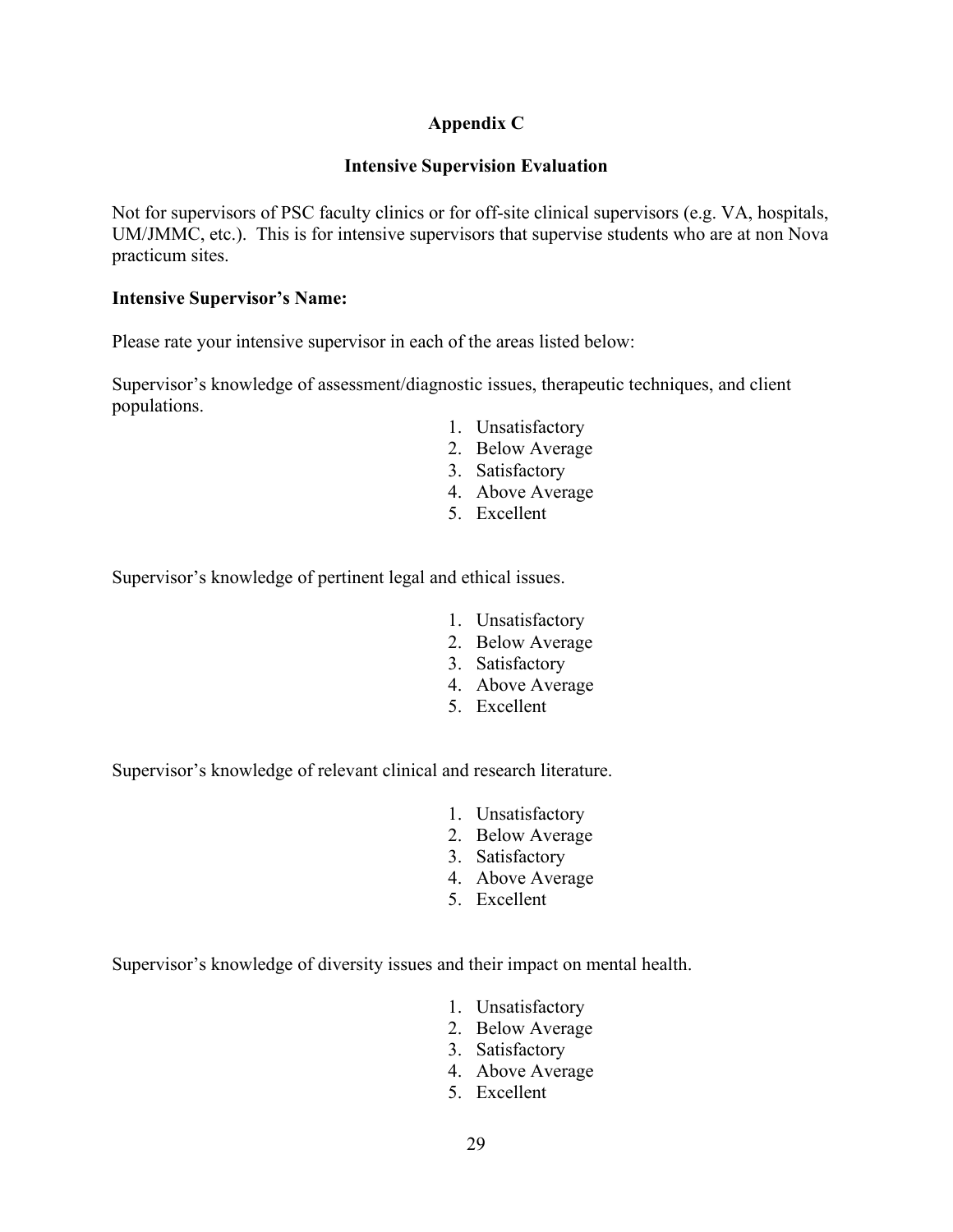## Appendix C

### Intensive Supervision Evaluation

Not for supervisors of PSC faculty clinics or for off-site clinical supervisors (e.g. VA, hospitals, UM/JMMC, etc.). This is for intensive supervisors that supervise students who are at non Nova practicum sites.

**Intensive Supervisor's Name:**

Please rate your intensive supervisor in each of the areas listed below:

Supervisor's knowledge of assessment/diagnostic issues, therapeutic techniques, and client populations.

1. Unsatisfactory
2. Below Average
3. Satisfactory
4. Above Average
5. Excellent

Supervisor's knowledge of pertinent legal and ethical issues.

1. Unsatisfactory
2. Below Average
3. Satisfactory
4. Above Average
5. Excellent

Supervisor's knowledge of relevant clinical and research literature.

1. Unsatisfactory
2. Below Average
3. Satisfactory
4. Above Average
5. Excellent

Supervisor's knowledge of diversity issues and their impact on mental health.

1. Unsatisfactory
2. Below Average
3. Satisfactory
4. Above Average
5. Excellent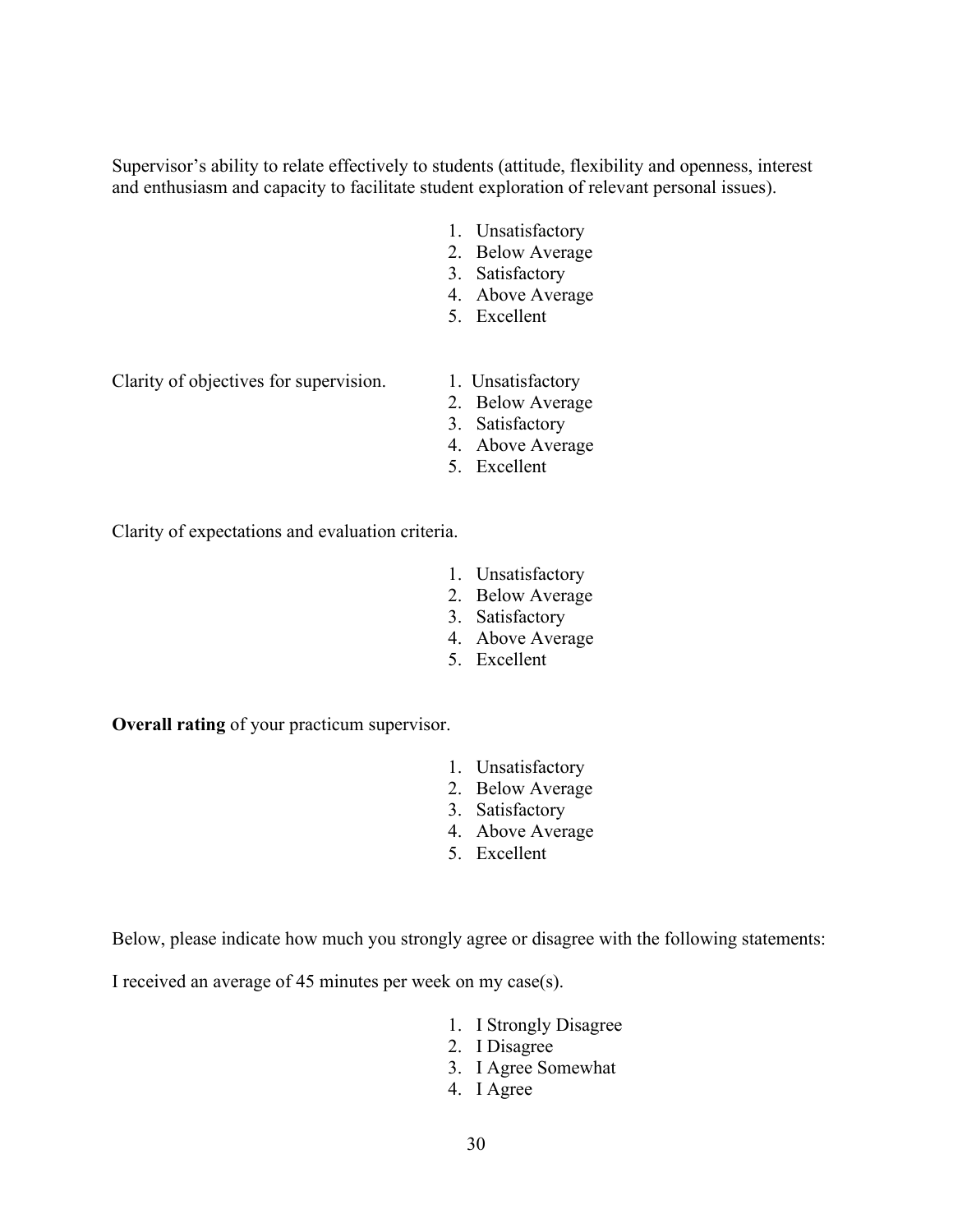Supervisor’s ability to relate effectively to students (attitude, flexibility and openness, interest and enthusiasm and capacity to facilitate student exploration of relevant personal issues).

1. Unsatisfactory
2. Below Average
3. Satisfactory
4. Above Average
5. Excellent

Clarity of objectives for supervision.

1. Unsatisfactory
2. Below Average
3. Satisfactory
4. Above Average
5. Excellent

Clarity of expectations and evaluation criteria.

1. Unsatisfactory
2. Below Average
3. Satisfactory
4. Above Average
5. Excellent

**Overall rating** of your practicum supervisor.

1. Unsatisfactory
2. Below Average
3. Satisfactory
4. Above Average
5. Excellent

Below, please indicate how much you strongly agree or disagree with the following statements:

I received an average of 45 minutes per week on my case(s).

1. I Strongly Disagree
2. I Disagree
3. I Agree Somewhat
4. I Agree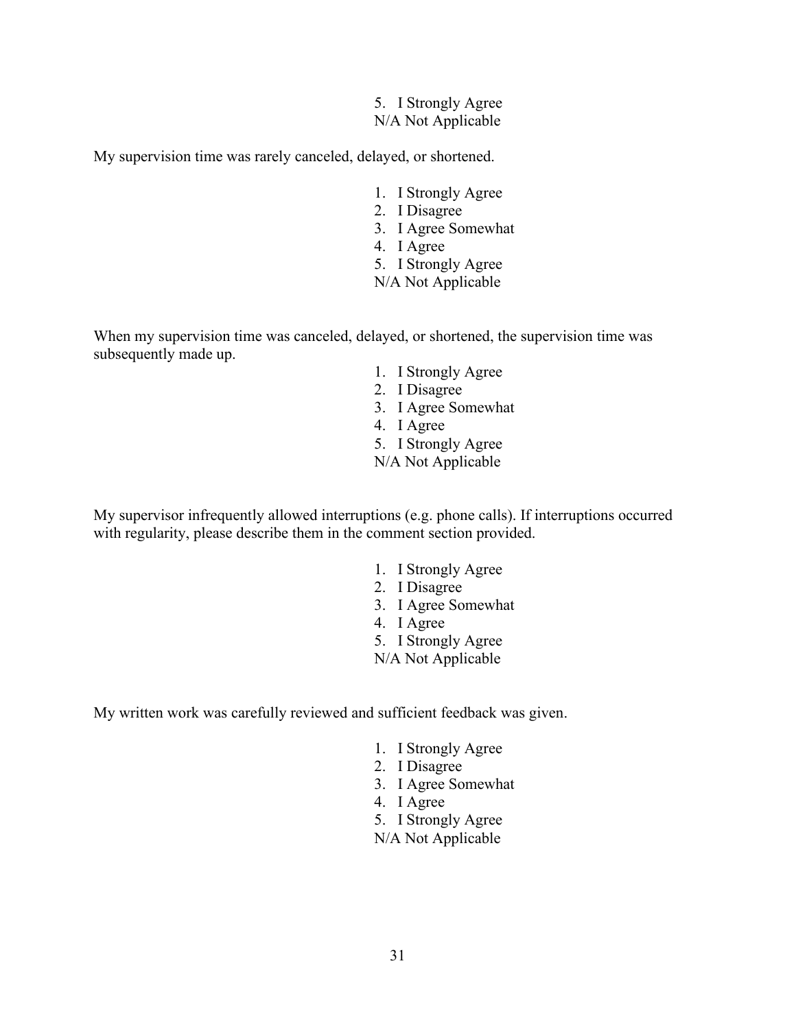5. I Strongly Agree  
N/A Not Applicable

My supervision time was rarely canceled, delayed, or shortened.

1. I Strongly Agree
2. I Disagree
3. I Agree Somewhat
4. I Agree
5. I Strongly Agree

N/A Not Applicable

When my supervision time was canceled, delayed, or shortened, the supervision time was subsequently made up.

1. I Strongly Agree
2. I Disagree
3. I Agree Somewhat
4. I Agree
5. I Strongly Agree

N/A Not Applicable

My supervisor infrequently allowed interruptions (e.g. phone calls). If interruptions occurred with regularity, please describe them in the comment section provided.

1. I Strongly Agree
2. I Disagree
3. I Agree Somewhat
4. I Agree
5. I Strongly Agree

N/A Not Applicable

My written work was carefully reviewed and sufficient feedback was given.

1. I Strongly Agree
2. I Disagree
3. I Agree Somewhat
4. I Agree
5. I Strongly Agree

N/A Not Applicable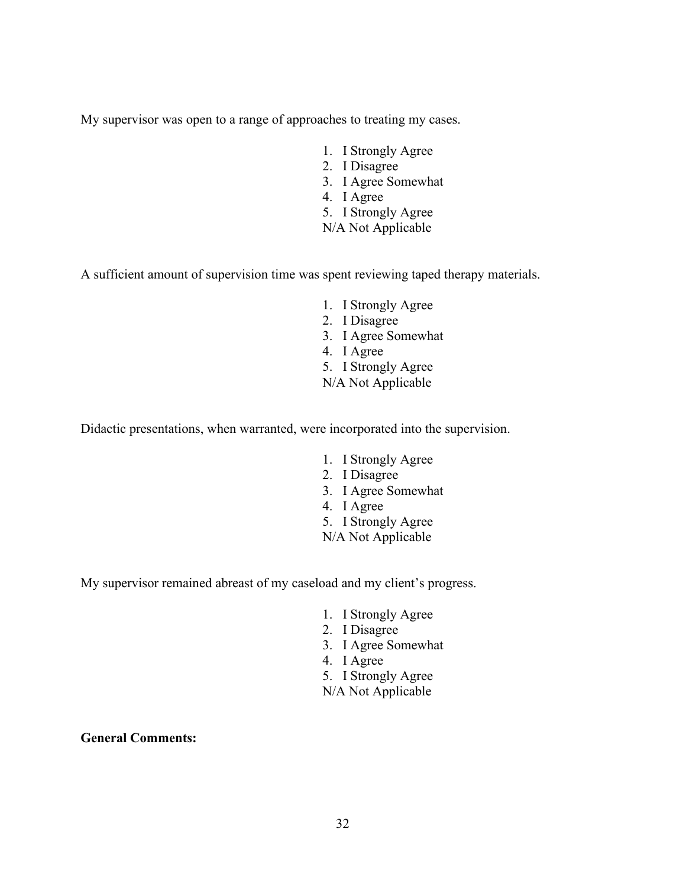My supervisor was open to a range of approaches to treating my cases.

1. I Strongly Agree
2. I Disagree
3. I Agree Somewhat
4. I Agree
5. I Strongly Agree

N/A Not Applicable

A sufficient amount of supervision time was spent reviewing taped therapy materials.

1. I Strongly Agree
2. I Disagree
3. I Agree Somewhat
4. I Agree
5. I Strongly Agree

N/A Not Applicable

Didactic presentations, when warranted, were incorporated into the supervision.

1. I Strongly Agree
2. I Disagree
3. I Agree Somewhat
4. I Agree
5. I Strongly Agree

N/A Not Applicable

My supervisor remained abreast of my caseload and my client's progress.

1. I Strongly Agree
2. I Disagree
3. I Agree Somewhat
4. I Agree
5. I Strongly Agree

N/A Not Applicable

**General Comments:**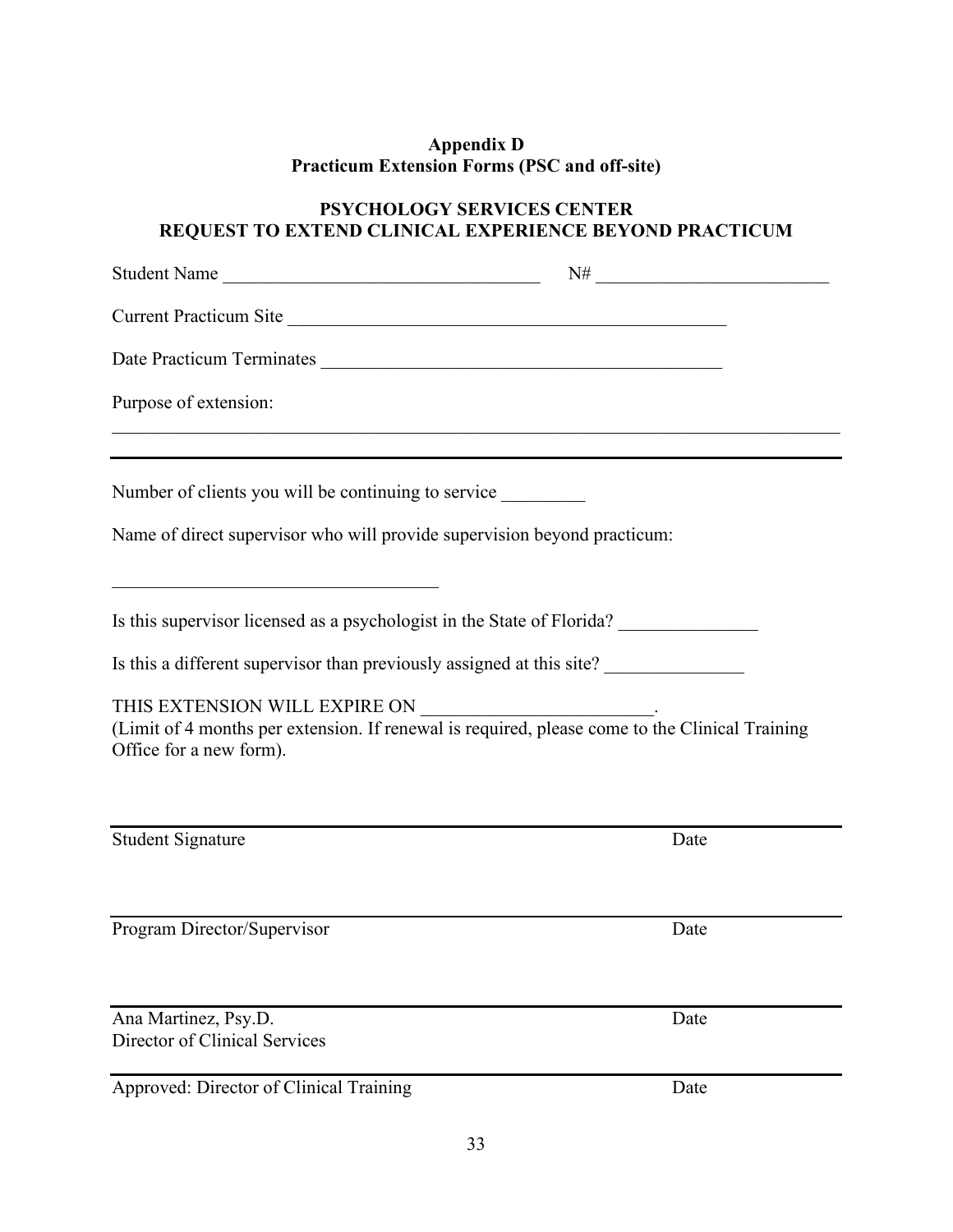**Appendix D**
**Practicum Extension Forms (PSC and off-site)**

**PSYCHOLOGY SERVICES CENTER**
**REQUEST TO EXTEND CLINICAL EXPERIENCE BEYOND PRACTICUM**

Student Name ___________________________________ N# _________________________

Current Practicum Site _________________________________________________

Date Practicum Terminates ____________________________________________

Purpose of extension:

_______________________________________________________________________________

_______________________________________________________________________________

Number of clients you will be continuing to service _________

Name of direct supervisor who will provide supervision beyond practicum:

___________________________________

Is this supervisor licensed as a psychologist in the State of Florida? _______________

Is this a different supervisor than previously assigned at this site? _______________

THIS EXTENSION WILL EXPIRE ON _________________________.
(Limit of 4 months per extension. If renewal is required, please come to the Clinical Training Office for a new form).

_______________________________________________________________________________
Student Signature Date

_______________________________________________________________________________
Program Director/Supervisor Date

_______________________________________________________________________________
Ana Martinez, Psy.D. Date
Director of Clinical Services

_______________________________________________________________________________
Approved: Director of Clinical Training Date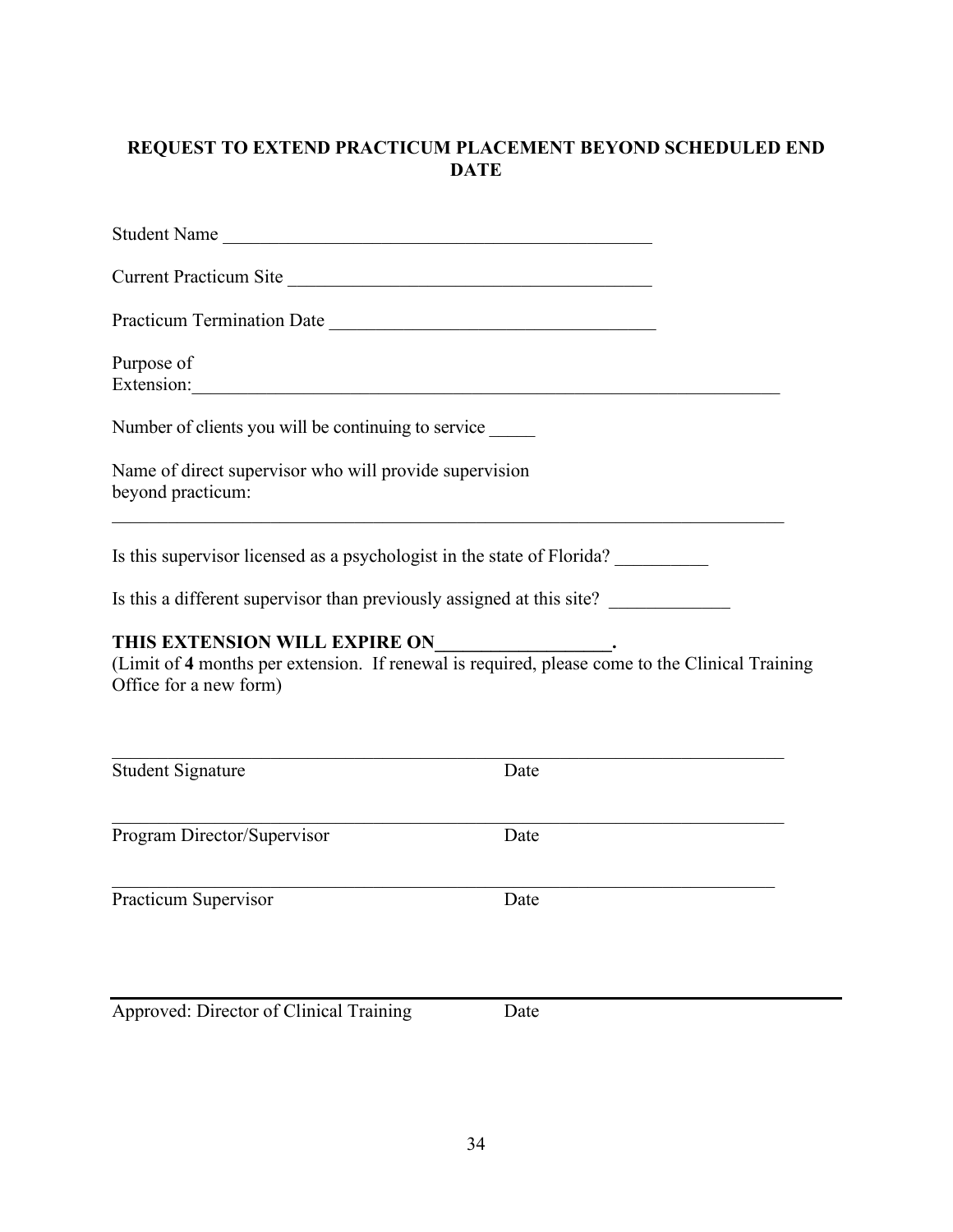## REQUEST TO EXTEND PRACTICUM PLACEMENT BEYOND SCHEDULED END DATE

Student Name ________________________________________________

Current Practicum Site ________________________________________

Practicum Termination Date ____________________________________

Purpose of Extension:__________________________________________________________________

Number of clients you will be continuing to service _____

Name of direct supervisor who will provide supervision beyond practicum:

___________________________________________________________________________

Is this supervisor licensed as a psychologist in the state of Florida? __________

Is this a different supervisor than previously assigned at this site? _____________

**THIS EXTENSION WILL EXPIRE ON__________________.**
(Limit of **4** months per extension. If renewal is required, please come to the Clinical Training Office for a new form)

___________________________________________________________________________
Student Signature Date

___________________________________________________________________________
Program Director/Supervisor Date

___________________________________________________________________________
Practicum Supervisor Date

___________________________________________________________________________
Approved: Director of Clinical Training Date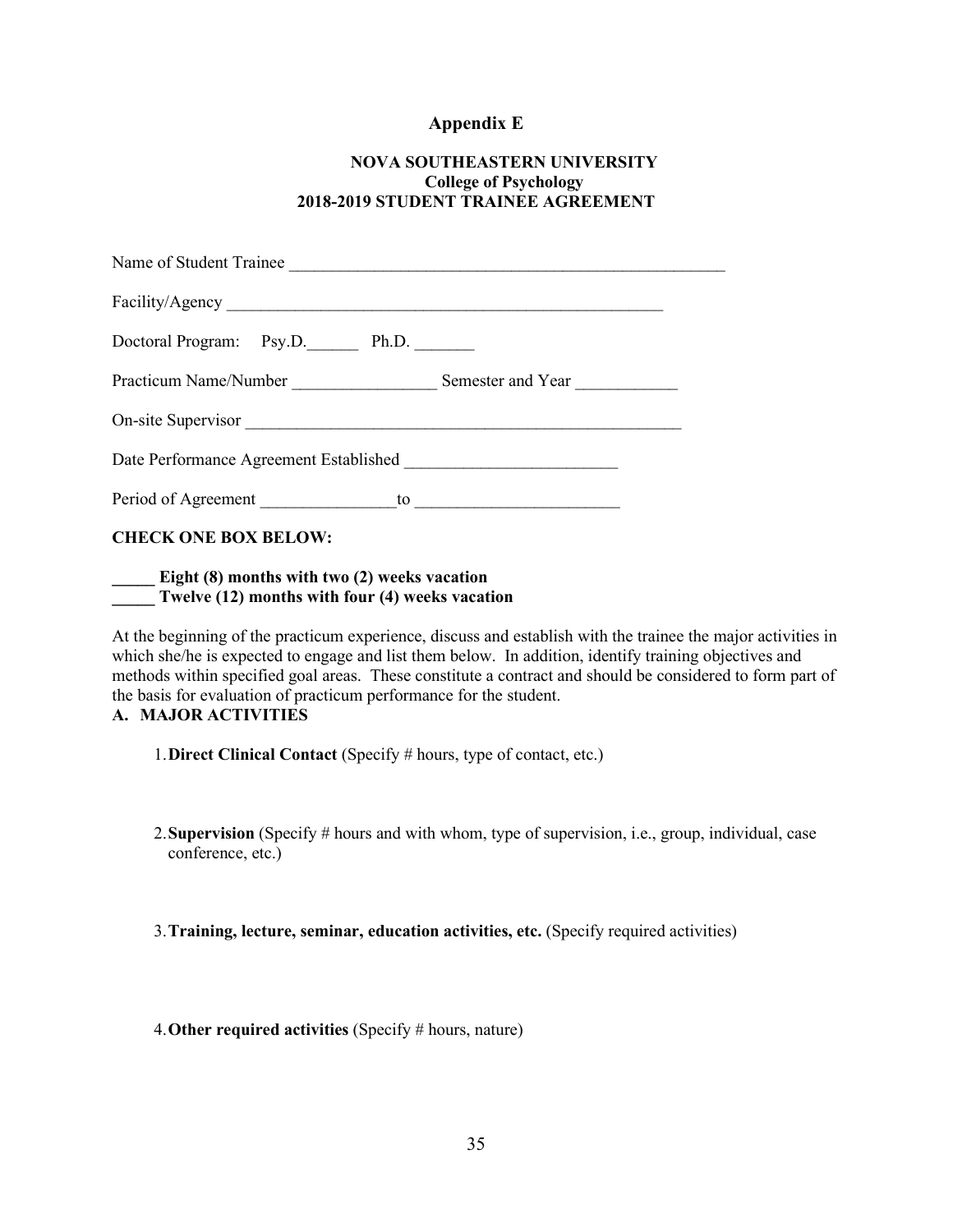# Appendix E

## NOVA SOUTHEASTERN UNIVERSITY
### College of Psychology
### 2018-2019 STUDENT TRAINEE AGREEMENT

Name of Student Trainee ____________________________________________________

Facility/Agency ____________________________________________________

Doctoral Program: Psy.D.______ Ph.D. _______

Practicum Name/Number _________________ Semester and Year ____________

On-site Supervisor ____________________________________________________

Date Performance Agreement Established _________________________

Period of Agreement ________________to ________________________

**CHECK ONE BOX BELOW:**

**_____ Eight (8) months with two (2) weeks vacation**
**_____ Twelve (12) months with four (4) weeks vacation**

At the beginning of the practicum experience, discuss and establish with the trainee the major activities in which she/he is expected to engage and list them below. In addition, identify training objectives and methods within specified goal areas. These constitute a contract and should be considered to form part of the basis for evaluation of practicum performance for the student.

**A. MAJOR ACTIVITIES**

1. **Direct Clinical Contact** (Specify # hours, type of contact, etc.)

2. **Supervision** (Specify # hours and with whom, type of supervision, i.e., group, individual, case conference, etc.)

3. **Training, lecture, seminar, education activities, etc.** (Specify required activities)

4. **Other required activities** (Specify # hours, nature)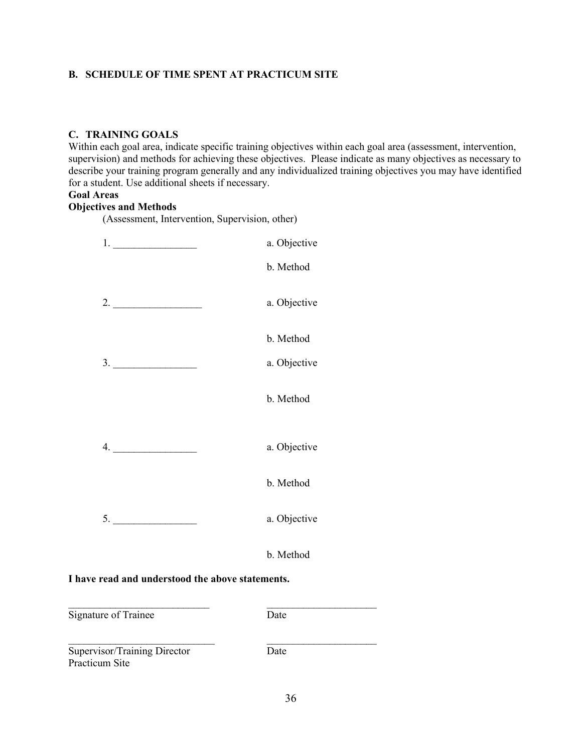**B. SCHEDULE OF TIME SPENT AT PRACTICUM SITE**

**C. TRAINING GOALS**

Within each goal area, indicate specific training objectives within each goal area (assessment, intervention, supervision) and methods for achieving these objectives. Please indicate as many objectives as necessary to describe your training program generally and any individualized training objectives you may have identified for a student. Use additional sheets if necessary.

**Goal Areas**

**Objectives and Methods**

(Assessment, Intervention, Supervision, other)

1. ________________ a. Objective

   b. Method

2. _________________ a. Objective

   b. Method

3. ________________ a. Objective

   b. Method

4. ________________ a. Objective

   b. Method

5. ________________ a. Objective

   b. Method

**I have read and understood the above statements.**

____________________________ _____________________

Signature of Trainee Date

_____________________________ _____________________

Supervisor/Training Director Date

Practicum Site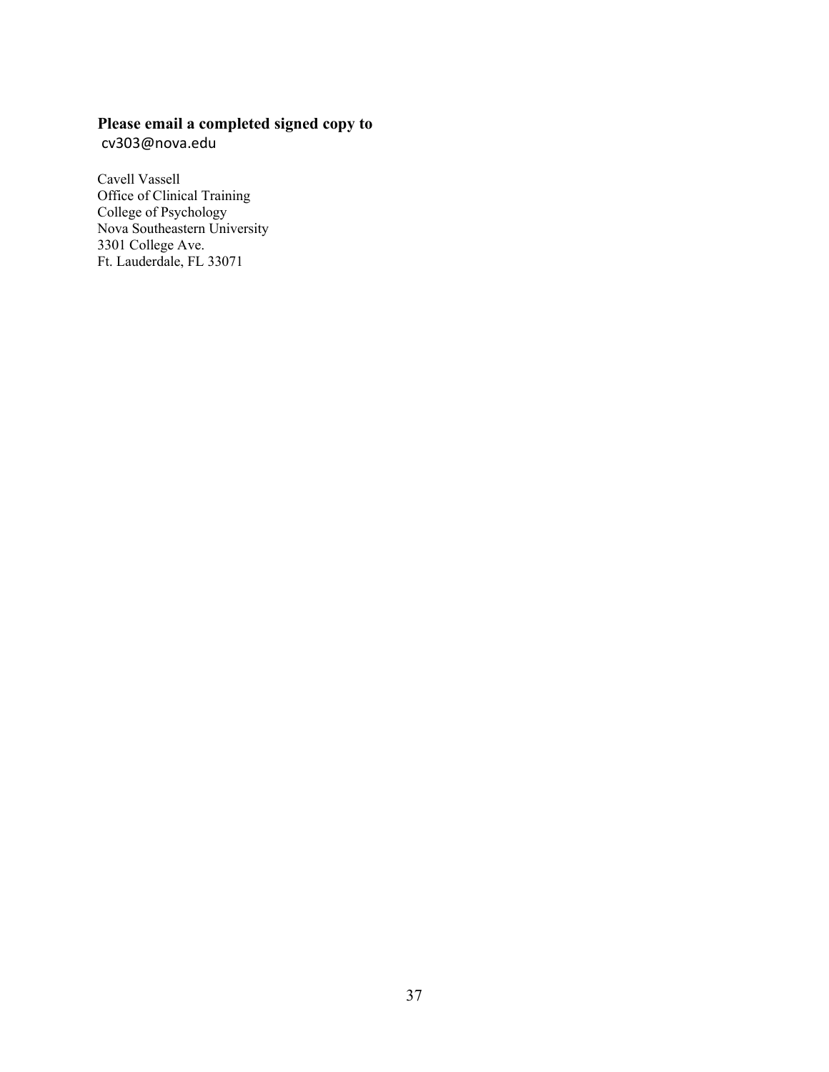**Please email a completed signed copy to**
cv303@nova.edu

Cavell Vassell
Office of Clinical Training
College of Psychology
Nova Southeastern University
3301 College Ave.
Ft. Lauderdale, FL 33071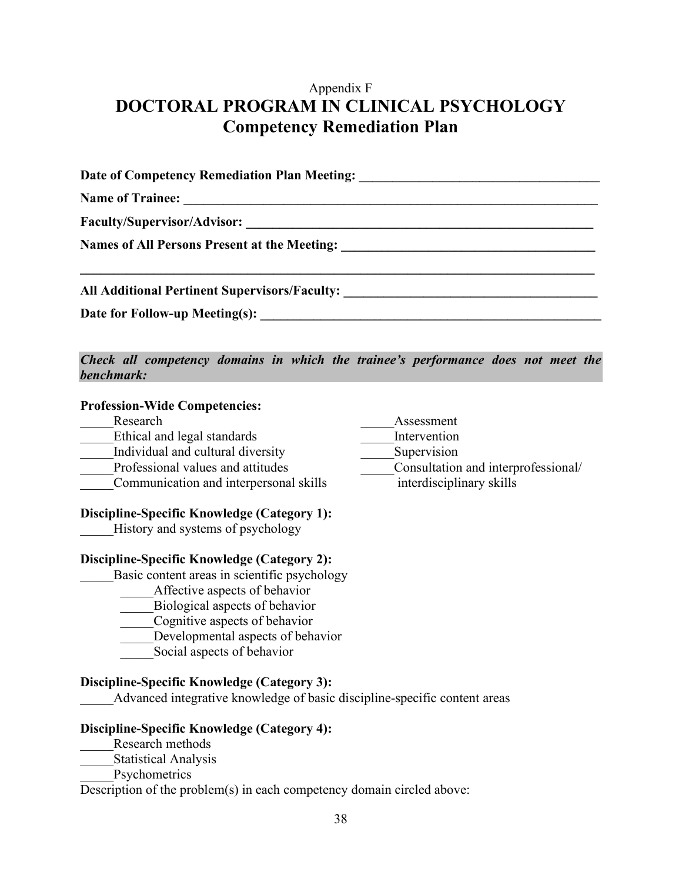Appendix F

# DOCTORAL PROGRAM IN CLINICAL PSYCHOLOGY
## Competency Remediation Plan

**Date of Competency Remediation Plan Meeting: ____________________________________**

**Name of Trainee: ______________________________________________________________**

**Faculty/Supervisor/Advisor: ____________________________________________________**

**Names of All Persons Present at the Meeting: _______________________________________**

**_______________________________________________________________________________**

**All Additional Pertinent Supervisors/Faculty: _______________________________________**

**Date for Follow-up Meeting(s): __________________________________________________**

***Check all competency domains in which the trainee's performance does not meet the benchmark:***

**Profession-Wide Competencies:**

_____Research
_____Ethical and legal standards
_____Individual and cultural diversity
_____Professional values and attitudes
_____Communication and interpersonal skills
_____Assessment
_____Intervention
_____Supervision
_____Consultation and interprofessional/ interdisciplinary skills

**Discipline-Specific Knowledge (Category 1):**

_____History and systems of psychology

**Discipline-Specific Knowledge (Category 2):**

_____Basic content areas in scientific psychology
- _____Affective aspects of behavior
- _____Biological aspects of behavior
- _____Cognitive aspects of behavior
- _____Developmental aspects of behavior
- _____Social aspects of behavior

**Discipline-Specific Knowledge (Category 3):**

_____Advanced integrative knowledge of basic discipline-specific content areas

**Discipline-Specific Knowledge (Category 4):**

_____Research methods
_____Statistical Analysis
_____Psychometrics

Description of the problem(s) in each competency domain circled above: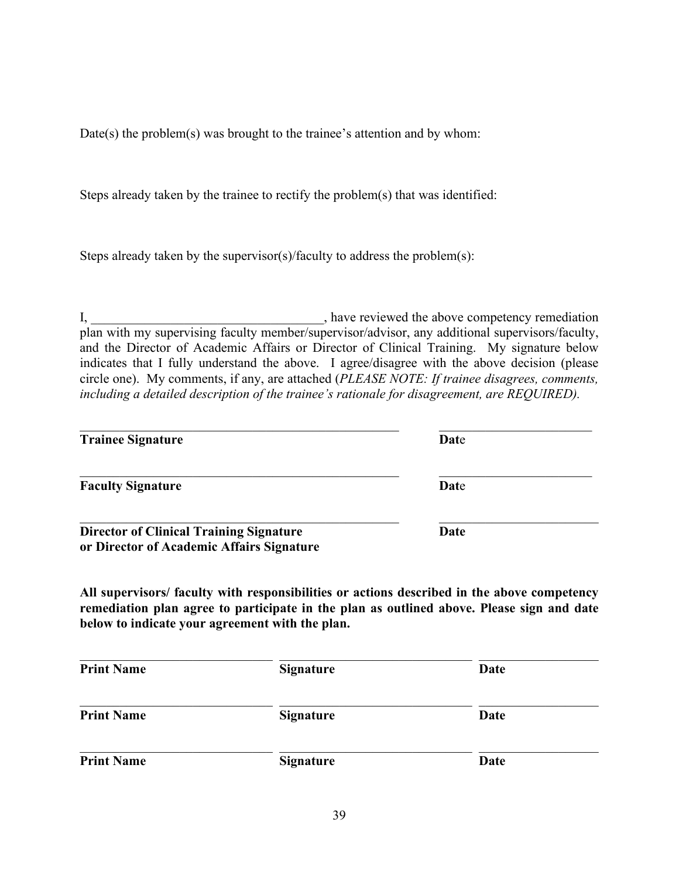Date(s) the problem(s) was brought to the trainee's attention and by whom:

Steps already taken by the trainee to rectify the problem(s) that was identified:

Steps already taken by the supervisor(s)/faculty to address the problem(s):

I, ____________________________________, have reviewed the above competency remediation plan with my supervising faculty member/supervisor/advisor, any additional supervisors/faculty, and the Director of Academic Affairs or Director of Clinical Training. My signature below indicates that I fully understand the above. I agree/disagree with the above decision (please circle one). My comments, if any, are attached (*PLEASE NOTE: If trainee disagrees, comments, including a detailed description of the trainee's rationale for disagreement, are REQUIRED).*

| | |
|---|---|
| ________________________________________________ | ________________________ |
| **Trainee Signature** | **Date** |
| ________________________________________________ | ________________________ |
| **Faculty Signature** | **Date** |
| ________________________________________________ | ________________________ |
| **Director of Clinical Training Signature or Director of Academic Affairs Signature** | **Date** |

**All supervisors/ faculty with responsibilities or actions described in the above competency remediation plan agree to participate in the plan as outlined above. Please sign and date below to indicate your agreement with the plan.**

| | | |
|---|---|---|
| ____________________________ | ____________________________ | __________________ |
| **Print Name** | **Signature** | **Date** |
| ____________________________ | ____________________________ | __________________ |
| **Print Name** | **Signature** | **Date** |
| ____________________________ | ____________________________ | __________________ |
| **Print Name** | **Signature** | **Date** |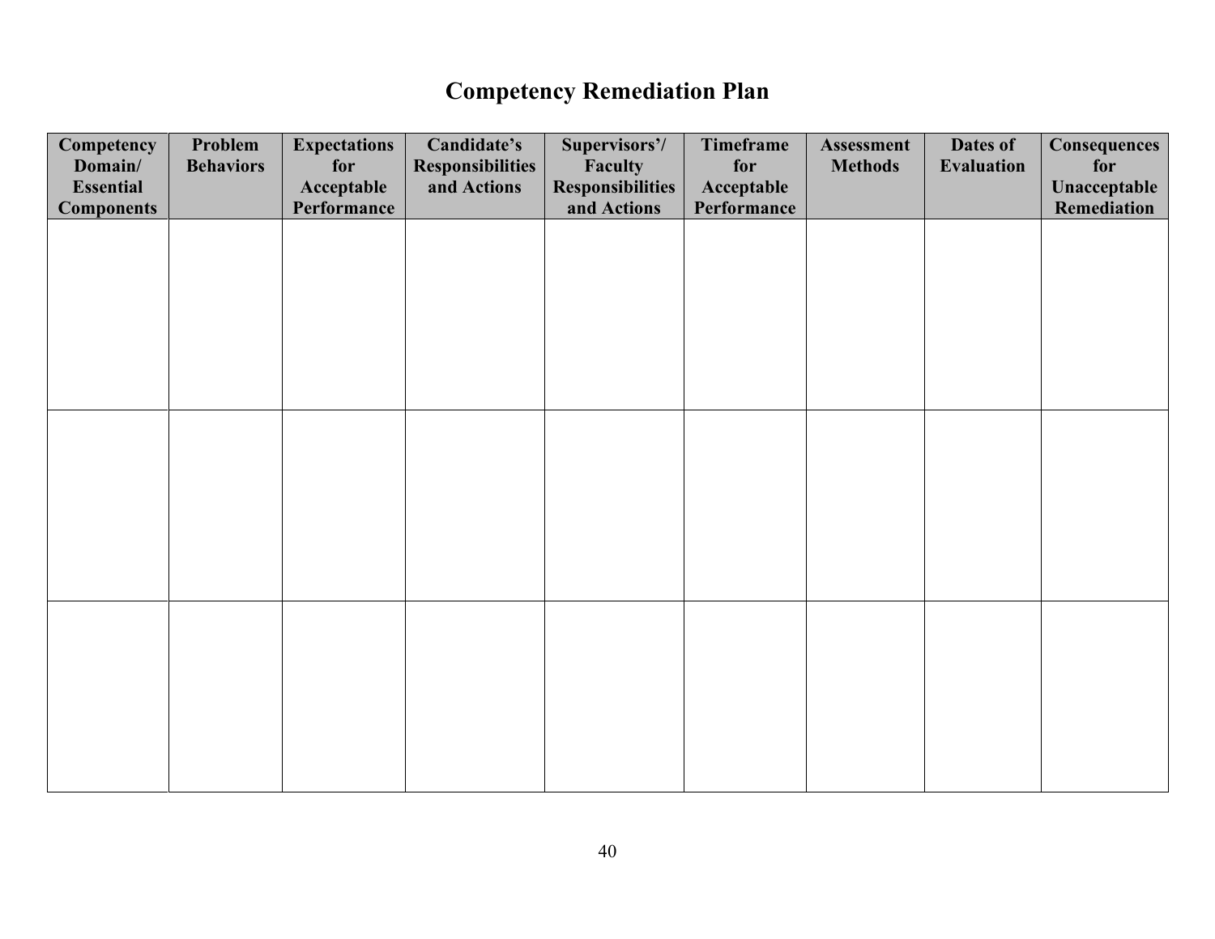# Competency Remediation Plan

| Competency Domain/ Essential Components | Problem Behaviors | Expectations for Acceptable Performance | Candidate's Responsibilities and Actions | Supervisors'/ Faculty Responsibilities and Actions | Timeframe for Acceptable Performance | Assessment Methods | Dates of Evaluation | Consequences for Unacceptable Remediation |
|---|---|---|---|---|---|---|---|---|
| | | | | | | | | |
| | | | | | | | | |
| | | | | | | | | |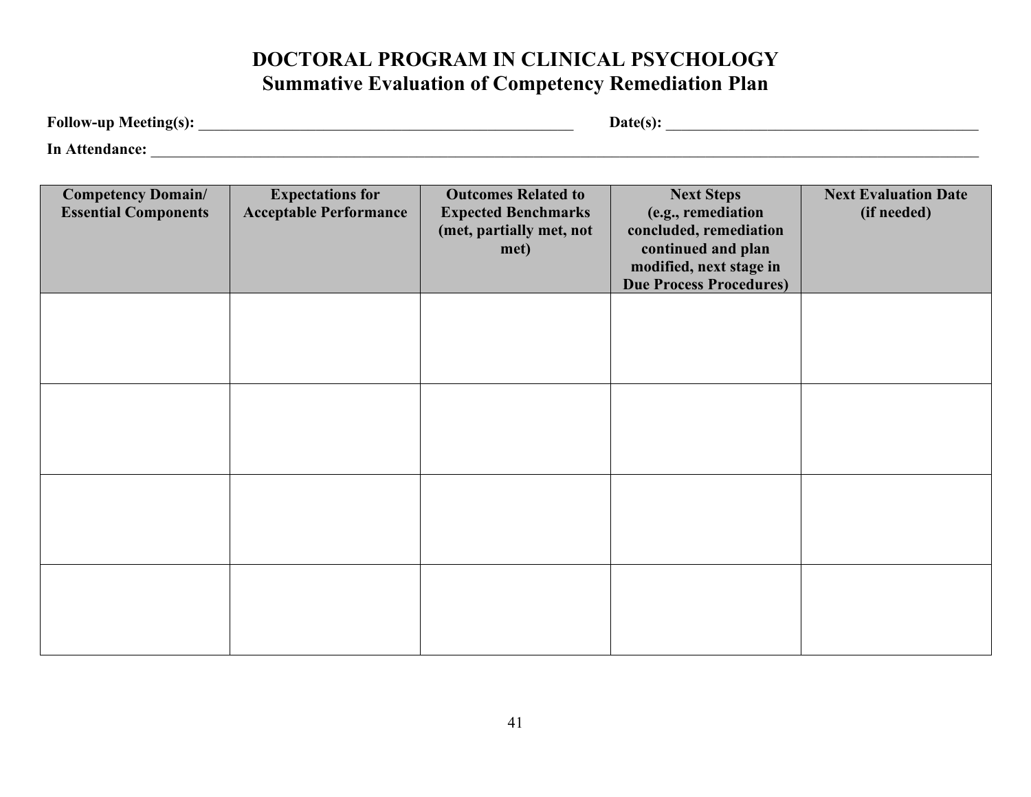# DOCTORAL PROGRAM IN CLINICAL PSYCHOLOGY
## Summative Evaluation of Competency Remediation Plan

**Follow-up Meeting(s):** ____________________________________________ **Date(s):** ____________________________________

**In Attendance:** ______________________________________________________________________________________________

| Competency Domain/ Essential Components | Expectations for Acceptable Performance | Outcomes Related to Expected Benchmarks (met, partially met, not met) | Next Steps (e.g., remediation concluded, remediation continued and plan modified, next stage in Due Process Procedures) | Next Evaluation Date (if needed) |
|---|---|---|---|---|
| | | | | |
| | | | | |
| | | | | |
| | | | | |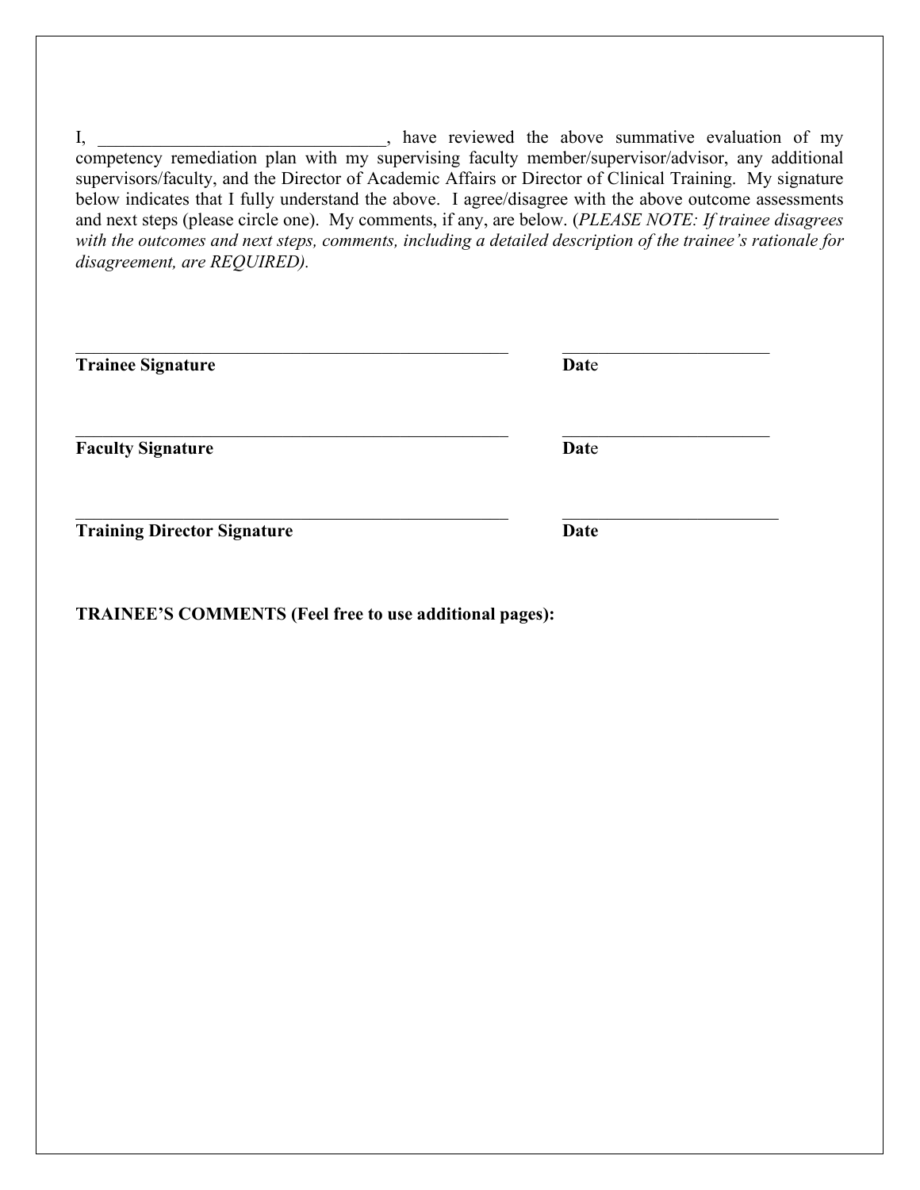I, \_\_\_\_\_\_\_\_\_\_\_\_\_\_\_\_\_\_\_\_\_\_\_\_\_\_\_\_\_\_\_\_, have reviewed the above summative evaluation of my competency remediation plan with my supervising faculty member/supervisor/advisor, any additional supervisors/faculty, and the Director of Academic Affairs or Director of Clinical Training. My signature below indicates that I fully understand the above. I agree/disagree with the above outcome assessments and next steps (please circle one). My comments, if any, are below. (*PLEASE NOTE: If trainee disagrees with the outcomes and next steps, comments, including a detailed description of the trainee's rationale for disagreement, are REQUIRED).*

\_\_\_\_\_\_\_\_\_\_\_\_\_\_\_\_\_\_\_\_\_\_\_\_\_\_\_\_\_\_\_\_\_\_\_\_\_\_\_\_\_\_\_\_ \_\_\_\_\_\_\_\_\_\_\_\_\_\_\_\_\_\_\_\_\_\_\_\_
**Trainee Signature** **Date**

\_\_\_\_\_\_\_\_\_\_\_\_\_\_\_\_\_\_\_\_\_\_\_\_\_\_\_\_\_\_\_\_\_\_\_\_\_\_\_\_\_\_\_\_ \_\_\_\_\_\_\_\_\_\_\_\_\_\_\_\_\_\_\_\_\_\_\_\_
**Faculty Signature** **Date**

\_\_\_\_\_\_\_\_\_\_\_\_\_\_\_\_\_\_\_\_\_\_\_\_\_\_\_\_\_\_\_\_\_\_\_\_\_\_\_\_\_\_\_\_ \_\_\_\_\_\_\_\_\_\_\_\_\_\_\_\_\_\_\_\_\_\_\_\_
**Training Director Signature** **Date**

**TRAINEE'S COMMENTS (Feel free to use additional pages):**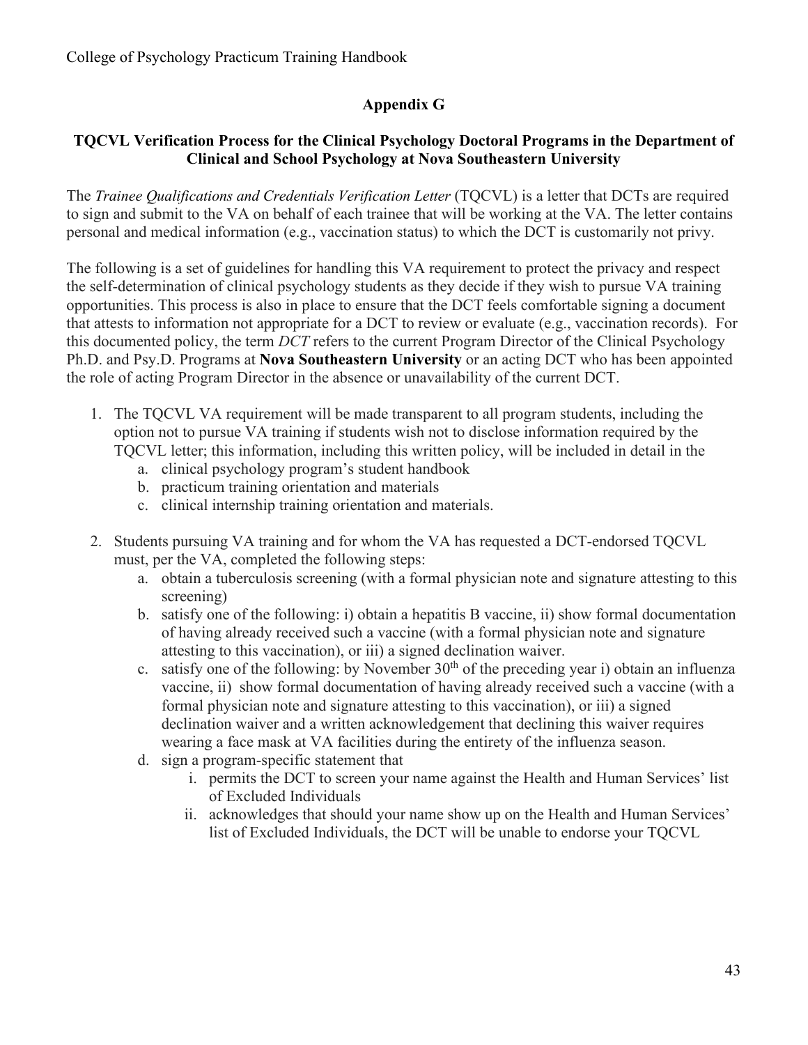## Appendix G

### TQCVL Verification Process for the Clinical Psychology Doctoral Programs in the Department of Clinical and School Psychology at Nova Southeastern University

The *Trainee Qualifications and Credentials Verification Letter* (TQCVL) is a letter that DCTs are required to sign and submit to the VA on behalf of each trainee that will be working at the VA. The letter contains personal and medical information (e.g., vaccination status) to which the DCT is customarily not privy.

The following is a set of guidelines for handling this VA requirement to protect the privacy and respect the self-determination of clinical psychology students as they decide if they wish to pursue VA training opportunities. This process is also in place to ensure that the DCT feels comfortable signing a document that attests to information not appropriate for a DCT to review or evaluate (e.g., vaccination records). For this documented policy, the term *DCT* refers to the current Program Director of the Clinical Psychology Ph.D. and Psy.D. Programs at **Nova Southeastern University** or an acting DCT who has been appointed the role of acting Program Director in the absence or unavailability of the current DCT.

1. The TQCVL VA requirement will be made transparent to all program students, including the option not to pursue VA training if students wish not to disclose information required by the TQCVL letter; this information, including this written policy, will be included in detail in the
   a. clinical psychology program's student handbook
   b. practicum training orientation and materials
   c. clinical internship training orientation and materials.

2. Students pursuing VA training and for whom the VA has requested a DCT-endorsed TQCVL must, per the VA, completed the following steps:
   a. obtain a tuberculosis screening (with a formal physician note and signature attesting to this screening)
   b. satisfy one of the following: i) obtain a hepatitis B vaccine, ii) show formal documentation of having already received such a vaccine (with a formal physician note and signature attesting to this vaccination), or iii) a signed declination waiver.
   c. satisfy one of the following: by November 30th of the preceding year i) obtain an influenza vaccine, ii) show formal documentation of having already received such a vaccine (with a formal physician note and signature attesting to this vaccination), or iii) a signed declination waiver and a written acknowledgement that declining this waiver requires wearing a face mask at VA facilities during the entirety of the influenza season.
   d. sign a program-specific statement that
      i. permits the DCT to screen your name against the Health and Human Services' list of Excluded Individuals
      ii. acknowledges that should your name show up on the Health and Human Services' list of Excluded Individuals, the DCT will be unable to endorse your TQCVL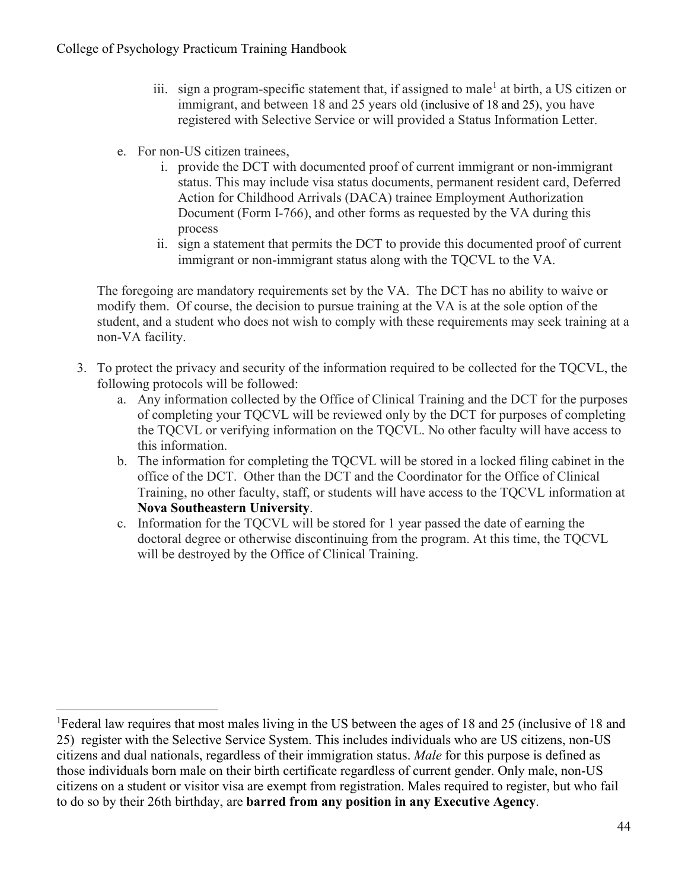iii. sign a program-specific statement that, if assigned to male[1] at birth, a US citizen or immigrant, and between 18 and 25 years old (inclusive of 18 and 25), you have registered with Selective Service or will provided a Status Information Letter.

e. For non-US citizen trainees,

   i. provide the DCT with documented proof of current immigrant or non-immigrant status. This may include visa status documents, permanent resident card, Deferred Action for Childhood Arrivals (DACA) trainee Employment Authorization Document (Form I-766), and other forms as requested by the VA during this process

   ii. sign a statement that permits the DCT to provide this documented proof of current immigrant or non-immigrant status along with the TQCVL to the VA.

The foregoing are mandatory requirements set by the VA. The DCT has no ability to waive or modify them. Of course, the decision to pursue training at the VA is at the sole option of the student, and a student who does not wish to comply with these requirements may seek training at a non-VA facility.

3. To protect the privacy and security of the information required to be collected for the TQCVL, the following protocols will be followed:
   a. Any information collected by the Office of Clinical Training and the DCT for the purposes of completing your TQCVL will be reviewed only by the DCT for purposes of completing the TQCVL or verifying information on the TQCVL. No other faculty will have access to this information.
   b. The information for completing the TQCVL will be stored in a locked filing cabinet in the office of the DCT. Other than the DCT and the Coordinator for the Office of Clinical Training, no other faculty, staff, or students will have access to the TQCVL information at **Nova Southeastern University**.
   c. Information for the TQCVL will be stored for 1 year passed the date of earning the doctoral degree or otherwise discontinuing from the program. At this time, the TQCVL will be destroyed by the Office of Clinical Training.

---

[1]Federal law requires that most males living in the US between the ages of 18 and 25 (inclusive of 18 and 25) register with the Selective Service System. This includes individuals who are US citizens, non-US citizens and dual nationals, regardless of their immigration status. *Male* for this purpose is defined as those individuals born male on their birth certificate regardless of current gender. Only male, non-US citizens on a student or visitor visa are exempt from registration. Males required to register, but who fail to do so by their 26th birthday, are **barred from any position in any Executive Agency**.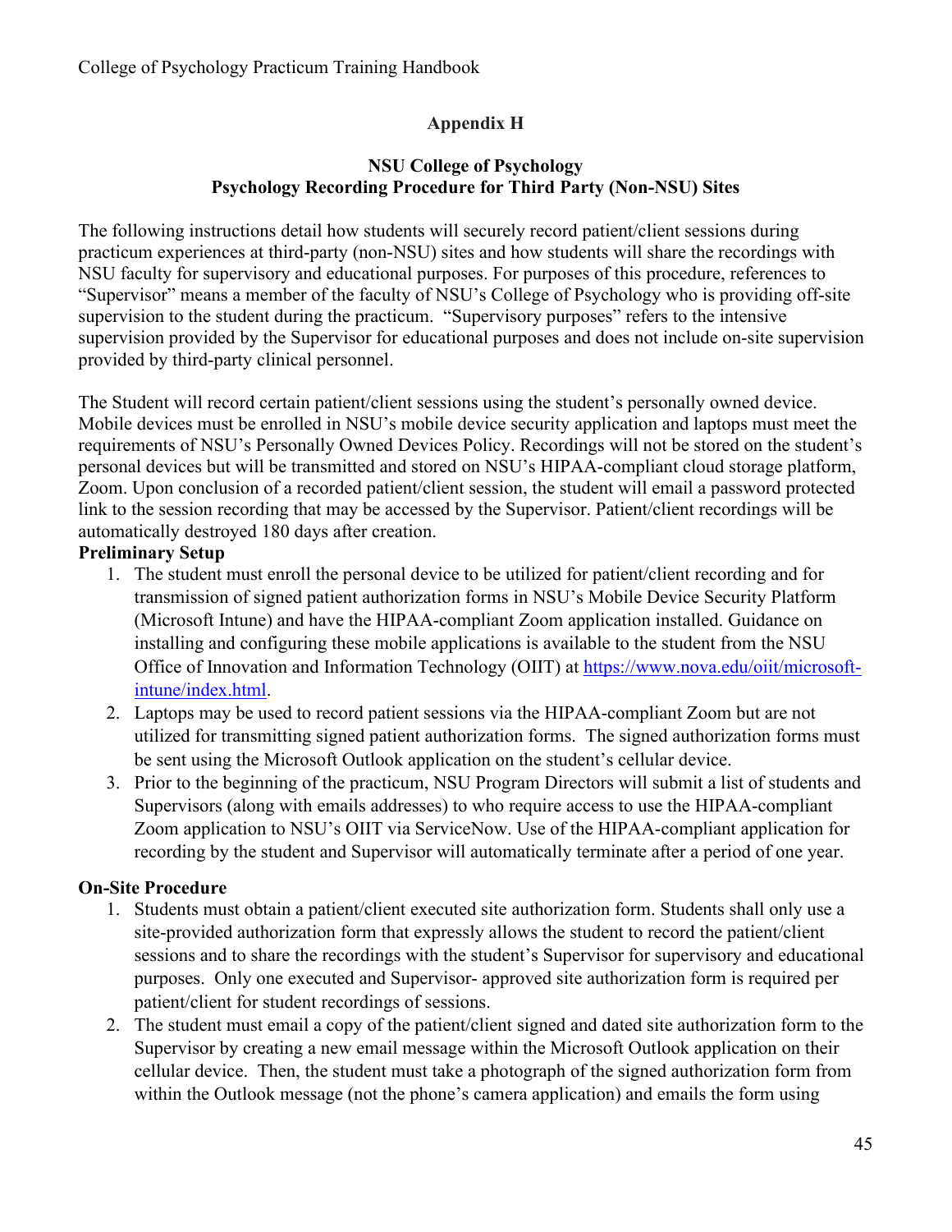## Appendix H

### NSU College of Psychology
### Psychology Recording Procedure for Third Party (Non-NSU) Sites

The following instructions detail how students will securely record patient/client sessions during practicum experiences at third-party (non-NSU) sites and how students will share the recordings with NSU faculty for supervisory and educational purposes. For purposes of this procedure, references to "Supervisor" means a member of the faculty of NSU's College of Psychology who is providing off-site supervision to the student during the practicum. "Supervisory purposes" refers to the intensive supervision provided by the Supervisor for educational purposes and does not include on-site supervision provided by third-party clinical personnel.

The Student will record certain patient/client sessions using the student's personally owned device. Mobile devices must be enrolled in NSU's mobile device security application and laptops must meet the requirements of NSU's Personally Owned Devices Policy. Recordings will not be stored on the student's personal devices but will be transmitted and stored on NSU's HIPAA-compliant cloud storage platform, Zoom. Upon conclusion of a recorded patient/client session, the student will email a password protected link to the session recording that may be accessed by the Supervisor. Patient/client recordings will be automatically destroyed 180 days after creation.

**Preliminary Setup**

1. The student must enroll the personal device to be utilized for patient/client recording and for transmission of signed patient authorization forms in NSU's Mobile Device Security Platform (Microsoft Intune) and have the HIPAA-compliant Zoom application installed. Guidance on installing and configuring these mobile applications is available to the student from the NSU Office of Innovation and Information Technology (OIIT) at [https://www.nova.edu/oiit/microsoft-intune/index.html](https://www.nova.edu/oiit/microsoft-intune/index.html).
2. Laptops may be used to record patient sessions via the HIPAA-compliant Zoom but are not utilized for transmitting signed patient authorization forms. The signed authorization forms must be sent using the Microsoft Outlook application on the student's cellular device.
3. Prior to the beginning of the practicum, NSU Program Directors will submit a list of students and Supervisors (along with emails addresses) to who require access to use the HIPAA-compliant Zoom application to NSU's OIIT via ServiceNow. Use of the HIPAA-compliant application for recording by the student and Supervisor will automatically terminate after a period of one year.

**On-Site Procedure**

1. Students must obtain a patient/client executed site authorization form. Students shall only use a site-provided authorization form that expressly allows the student to record the patient/client sessions and to share the recordings with the student's Supervisor for supervisory and educational purposes. Only one executed and Supervisor- approved site authorization form is required per patient/client for student recordings of sessions.
2. The student must email a copy of the patient/client signed and dated site authorization form to the Supervisor by creating a new email message within the Microsoft Outlook application on their cellular device. Then, the student must take a photograph of the signed authorization form from within the Outlook message (not the phone's camera application) and emails the form using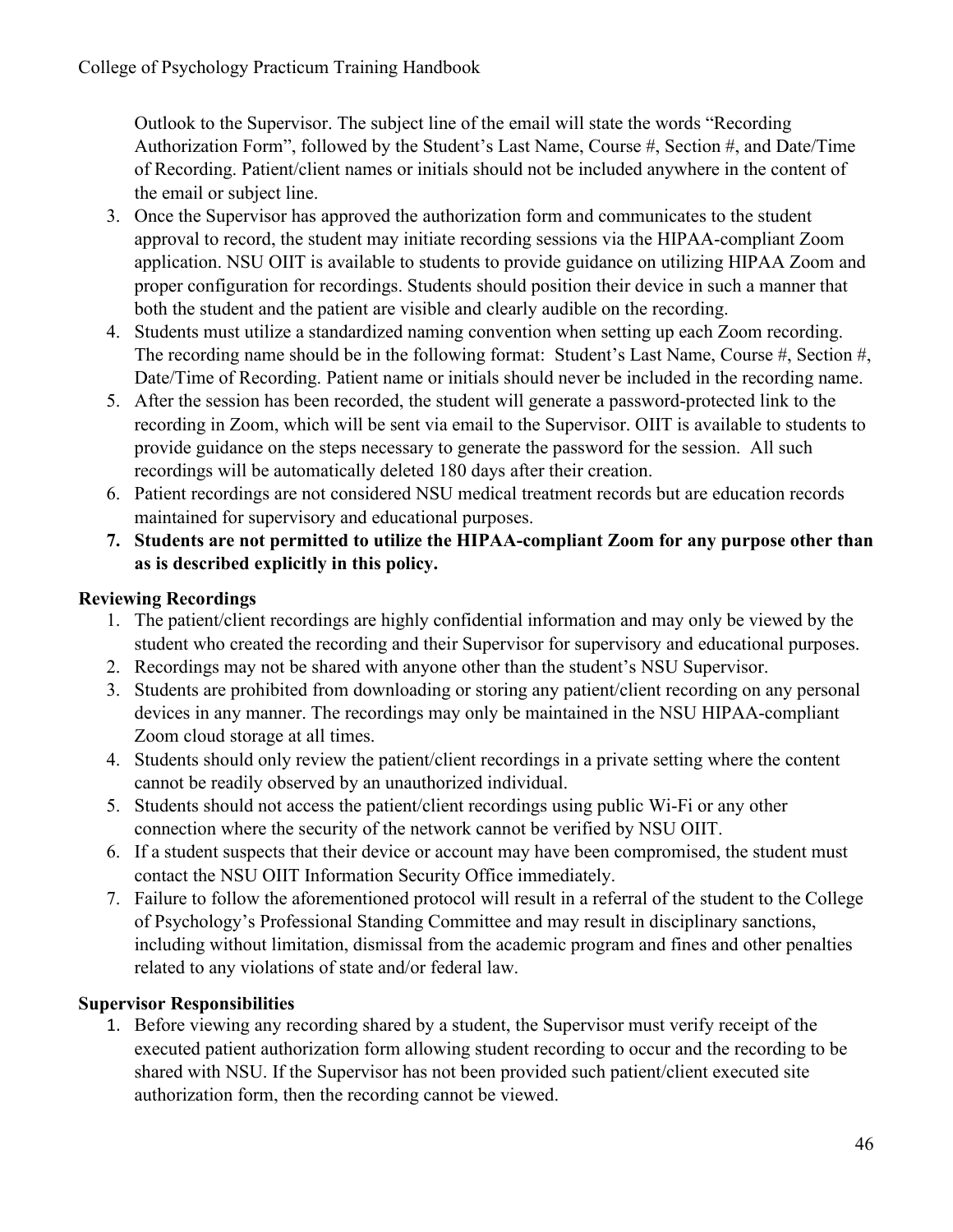Outlook to the Supervisor. The subject line of the email will state the words "Recording Authorization Form", followed by the Student's Last Name, Course #, Section #, and Date/Time of Recording. Patient/client names or initials should not be included anywhere in the content of the email or subject line.

3. Once the Supervisor has approved the authorization form and communicates to the student approval to record, the student may initiate recording sessions via the HIPAA-compliant Zoom application. NSU OIIT is available to students to provide guidance on utilizing HIPAA Zoom and proper configuration for recordings. Students should position their device in such a manner that both the student and the patient are visible and clearly audible on the recording.
4. Students must utilize a standardized naming convention when setting up each Zoom recording. The recording name should be in the following format: Student's Last Name, Course #, Section #, Date/Time of Recording. Patient name or initials should never be included in the recording name.
5. After the session has been recorded, the student will generate a password-protected link to the recording in Zoom, which will be sent via email to the Supervisor. OIIT is available to students to provide guidance on the steps necessary to generate the password for the session. All such recordings will be automatically deleted 180 days after their creation.
6. Patient recordings are not considered NSU medical treatment records but are education records maintained for supervisory and educational purposes.
7. **Students are not permitted to utilize the HIPAA-compliant Zoom for any purpose other than as is described explicitly in this policy.**

**Reviewing Recordings**

1. The patient/client recordings are highly confidential information and may only be viewed by the student who created the recording and their Supervisor for supervisory and educational purposes.
2. Recordings may not be shared with anyone other than the student's NSU Supervisor.
3. Students are prohibited from downloading or storing any patient/client recording on any personal devices in any manner. The recordings may only be maintained in the NSU HIPAA-compliant Zoom cloud storage at all times.
4. Students should only review the patient/client recordings in a private setting where the content cannot be readily observed by an unauthorized individual.
5. Students should not access the patient/client recordings using public Wi-Fi or any other connection where the security of the network cannot be verified by NSU OIIT.
6. If a student suspects that their device or account may have been compromised, the student must contact the NSU OIIT Information Security Office immediately.
7. Failure to follow the aforementioned protocol will result in a referral of the student to the College of Psychology's Professional Standing Committee and may result in disciplinary sanctions, including without limitation, dismissal from the academic program and fines and other penalties related to any violations of state and/or federal law.

**Supervisor Responsibilities**

1. Before viewing any recording shared by a student, the Supervisor must verify receipt of the executed patient authorization form allowing student recording to occur and the recording to be shared with NSU. If the Supervisor has not been provided such patient/client executed site authorization form, then the recording cannot be viewed.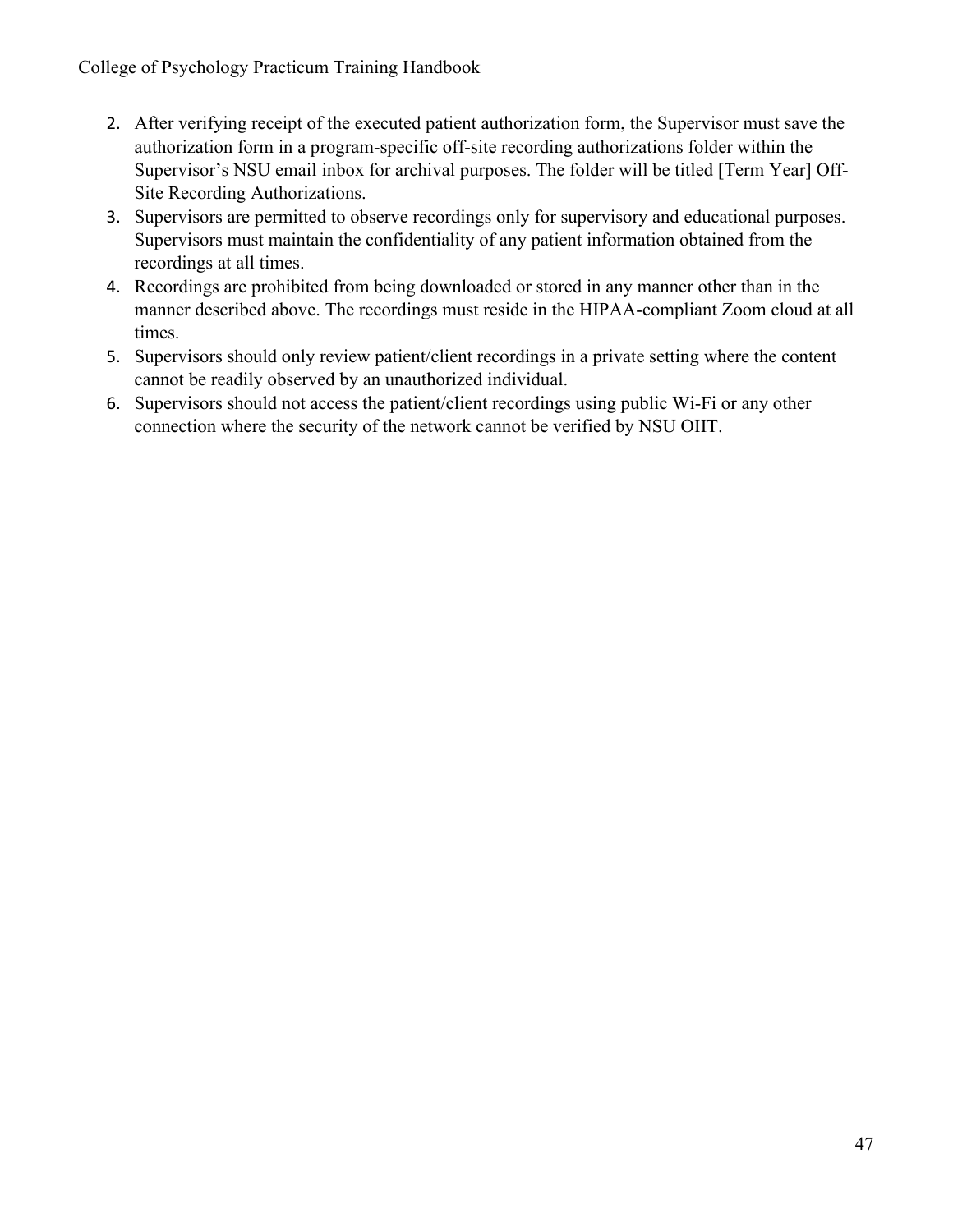2. After verifying receipt of the executed patient authorization form, the Supervisor must save the authorization form in a program-specific off-site recording authorizations folder within the Supervisor's NSU email inbox for archival purposes. The folder will be titled [Term Year] Off-Site Recording Authorizations.
3. Supervisors are permitted to observe recordings only for supervisory and educational purposes. Supervisors must maintain the confidentiality of any patient information obtained from the recordings at all times.
4. Recordings are prohibited from being downloaded or stored in any manner other than in the manner described above. The recordings must reside in the HIPAA-compliant Zoom cloud at all times.
5. Supervisors should only review patient/client recordings in a private setting where the content cannot be readily observed by an unauthorized individual.
6. Supervisors should not access the patient/client recordings using public Wi-Fi or any other connection where the security of the network cannot be verified by NSU OIIT.